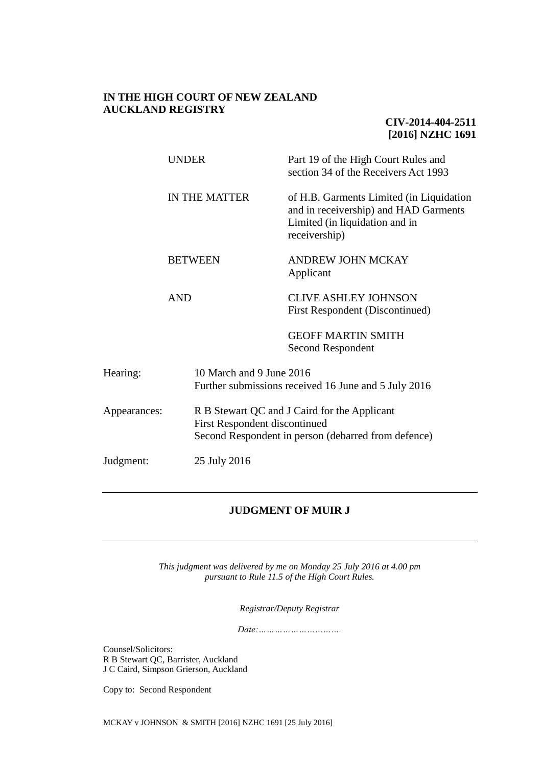**IN THE HIGH COURT OF NEW ZEALAND**
**AUCKLAND REGISTRY**

**CIV-2014-404-2511**
**[2016] NZHC 1691**

| | |
|---|---|
| UNDER | Part 19 of the High Court Rules and section 34 of the Receivers Act 1993 |
| IN THE MATTER | of H.B. Garments Limited (in Liquidation and in receivership) and HAD Garments Limited (in liquidation and in receivership) |
| BETWEEN | ANDREW JOHN MCKAY<br>Applicant |
| AND | CLIVE ASHLEY JOHNSON<br>First Respondent (Discontinued) |
| | GEOFF MARTIN SMITH<br>Second Respondent |

| | |
|---|---|
| Hearing: | 10 March and 9 June 2016<br>Further submissions received 16 June and 5 July 2016 |
| Appearances: | R B Stewart QC and J Caird for the Applicant<br>First Respondent discontinued<br>Second Respondent in person (debarred from defence) |
| Judgment: | 25 July 2016 |

---

**JUDGMENT OF MUIR J**

---

*This judgment was delivered by me on Monday 25 July 2016 at 4.00 pm pursuant to Rule 11.5 of the High Court Rules.*

*Registrar/Deputy Registrar*

*Date:………………………….*

Counsel/Solicitors:
R B Stewart QC, Barrister, Auckland
J C Caird, Simpson Grierson, Auckland

Copy to: Second Respondent

MCKAY v JOHNSON & SMITH [2016] NZHC 1691 [25 July 2016]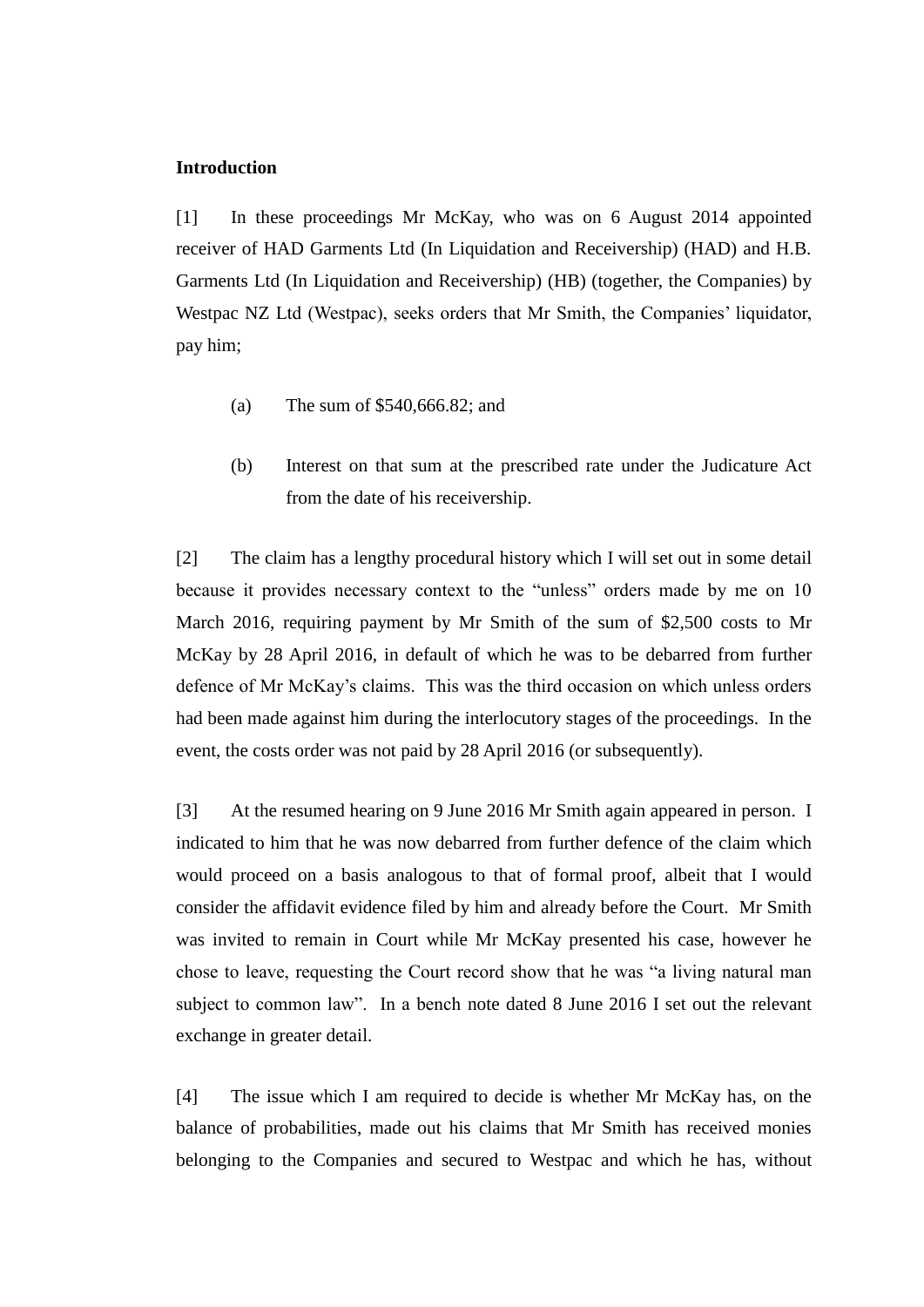**Introduction**

[1] In these proceedings Mr McKay, who was on 6 August 2014 appointed receiver of HAD Garments Ltd (In Liquidation and Receivership) (HAD) and H.B. Garments Ltd (In Liquidation and Receivership) (HB) (together, the Companies) by Westpac NZ Ltd (Westpac), seeks orders that Mr Smith, the Companies' liquidator, pay him;

(a) The sum of $540,666.82; and

(b) Interest on that sum at the prescribed rate under the Judicature Act from the date of his receivership.

[2] The claim has a lengthy procedural history which I will set out in some detail because it provides necessary context to the "unless" orders made by me on 10 March 2016, requiring payment by Mr Smith of the sum of $2,500 costs to Mr McKay by 28 April 2016, in default of which he was to be debarred from further defence of Mr McKay's claims. This was the third occasion on which unless orders had been made against him during the interlocutory stages of the proceedings. In the event, the costs order was not paid by 28 April 2016 (or subsequently).

[3] At the resumed hearing on 9 June 2016 Mr Smith again appeared in person. I indicated to him that he was now debarred from further defence of the claim which would proceed on a basis analogous to that of formal proof, albeit that I would consider the affidavit evidence filed by him and already before the Court. Mr Smith was invited to remain in Court while Mr McKay presented his case, however he chose to leave, requesting the Court record show that he was "a living natural man subject to common law". In a bench note dated 8 June 2016 I set out the relevant exchange in greater detail.

[4] The issue which I am required to decide is whether Mr McKay has, on the balance of probabilities, made out his claims that Mr Smith has received monies belonging to the Companies and secured to Westpac and which he has, without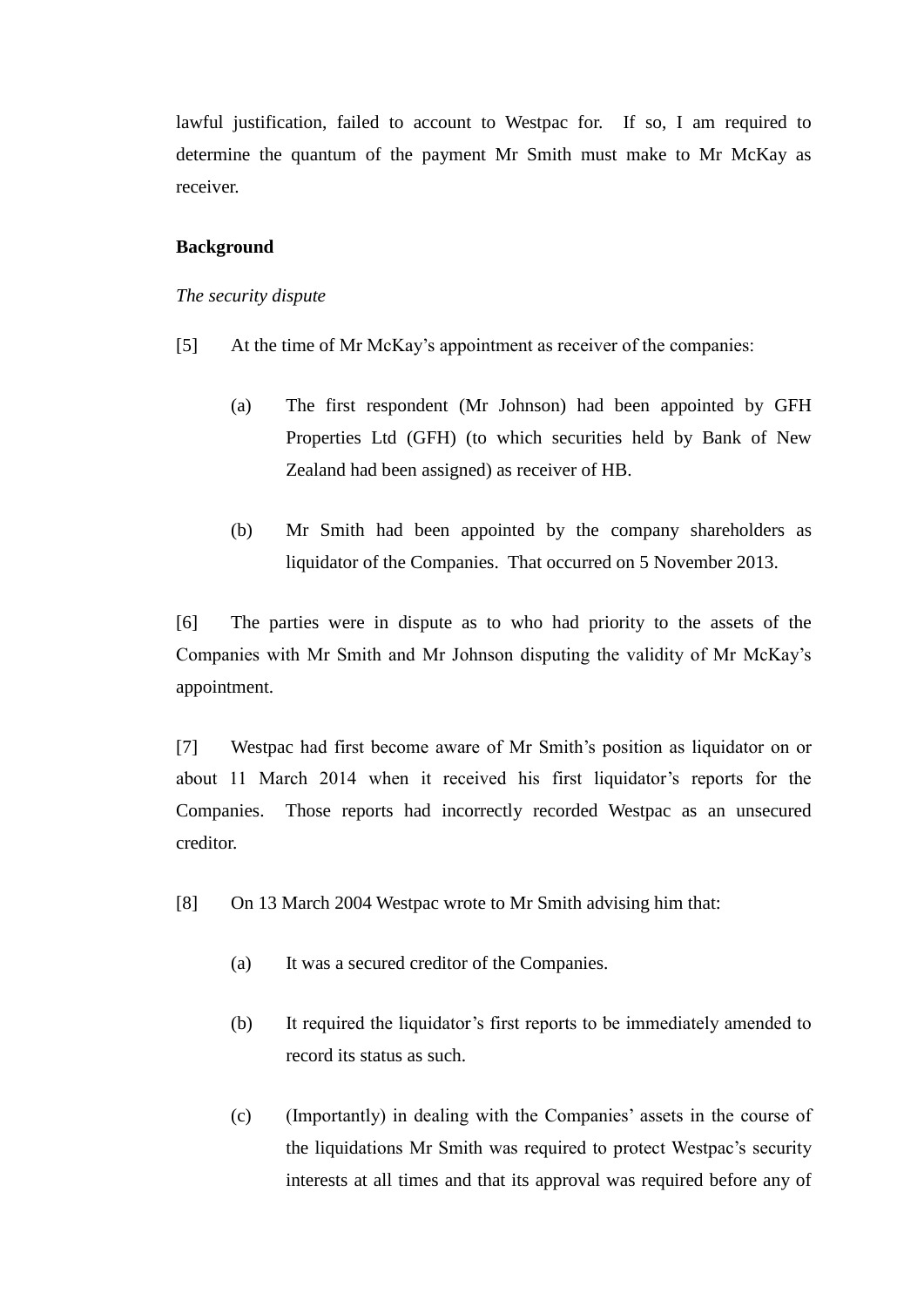lawful justification, failed to account to Westpac for. If so, I am required to determine the quantum of the payment Mr Smith must make to Mr McKay as receiver.

**Background**

*The security dispute*

[5] At the time of Mr McKay's appointment as receiver of the companies:

(a) The first respondent (Mr Johnson) had been appointed by GFH Properties Ltd (GFH) (to which securities held by Bank of New Zealand had been assigned) as receiver of HB.

(b) Mr Smith had been appointed by the company shareholders as liquidator of the Companies. That occurred on 5 November 2013.

[6] The parties were in dispute as to who had priority to the assets of the Companies with Mr Smith and Mr Johnson disputing the validity of Mr McKay's appointment.

[7] Westpac had first become aware of Mr Smith's position as liquidator on or about 11 March 2014 when it received his first liquidator's reports for the Companies. Those reports had incorrectly recorded Westpac as an unsecured creditor.

[8] On 13 March 2004 Westpac wrote to Mr Smith advising him that:

(a) It was a secured creditor of the Companies.

(b) It required the liquidator's first reports to be immediately amended to record its status as such.

(c) (Importantly) in dealing with the Companies' assets in the course of the liquidations Mr Smith was required to protect Westpac's security interests at all times and that its approval was required before any of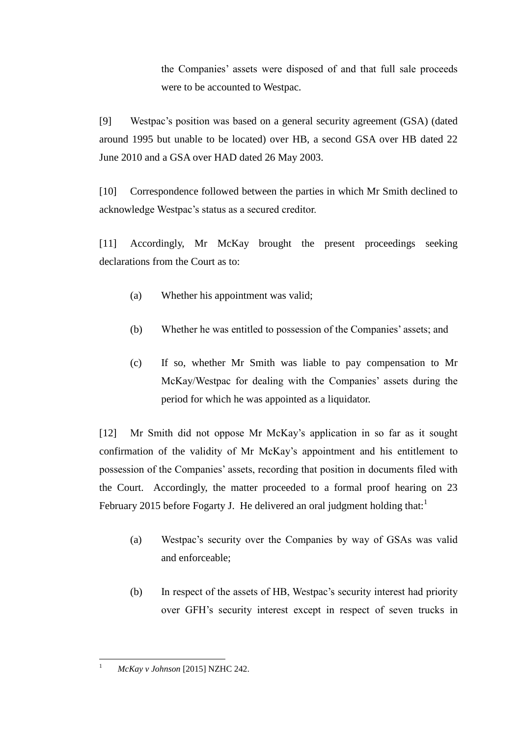the Companies' assets were disposed of and that full sale proceeds were to be accounted to Westpac.

[9] Westpac's position was based on a general security agreement (GSA) (dated around 1995 but unable to be located) over HB, a second GSA over HB dated 22 June 2010 and a GSA over HAD dated 26 May 2003.

[10] Correspondence followed between the parties in which Mr Smith declined to acknowledge Westpac's status as a secured creditor.

[11] Accordingly, Mr McKay brought the present proceedings seeking declarations from the Court as to:

(a) Whether his appointment was valid;

(b) Whether he was entitled to possession of the Companies' assets; and

(c) If so, whether Mr Smith was liable to pay compensation to Mr McKay/Westpac for dealing with the Companies' assets during the period for which he was appointed as a liquidator.

[12] Mr Smith did not oppose Mr McKay's application in so far as it sought confirmation of the validity of Mr McKay's appointment and his entitlement to possession of the Companies' assets, recording that position in documents filed with the Court. Accordingly, the matter proceeded to a formal proof hearing on 23 February 2015 before Fogarty J. He delivered an oral judgment holding that:[1]

(a) Westpac's security over the Companies by way of GSAs was valid and enforceable;

(b) In respect of the assets of HB, Westpac's security interest had priority over GFH's security interest except in respect of seven trucks in

---

[1] *McKay v Johnson* [2015] NZHC 242.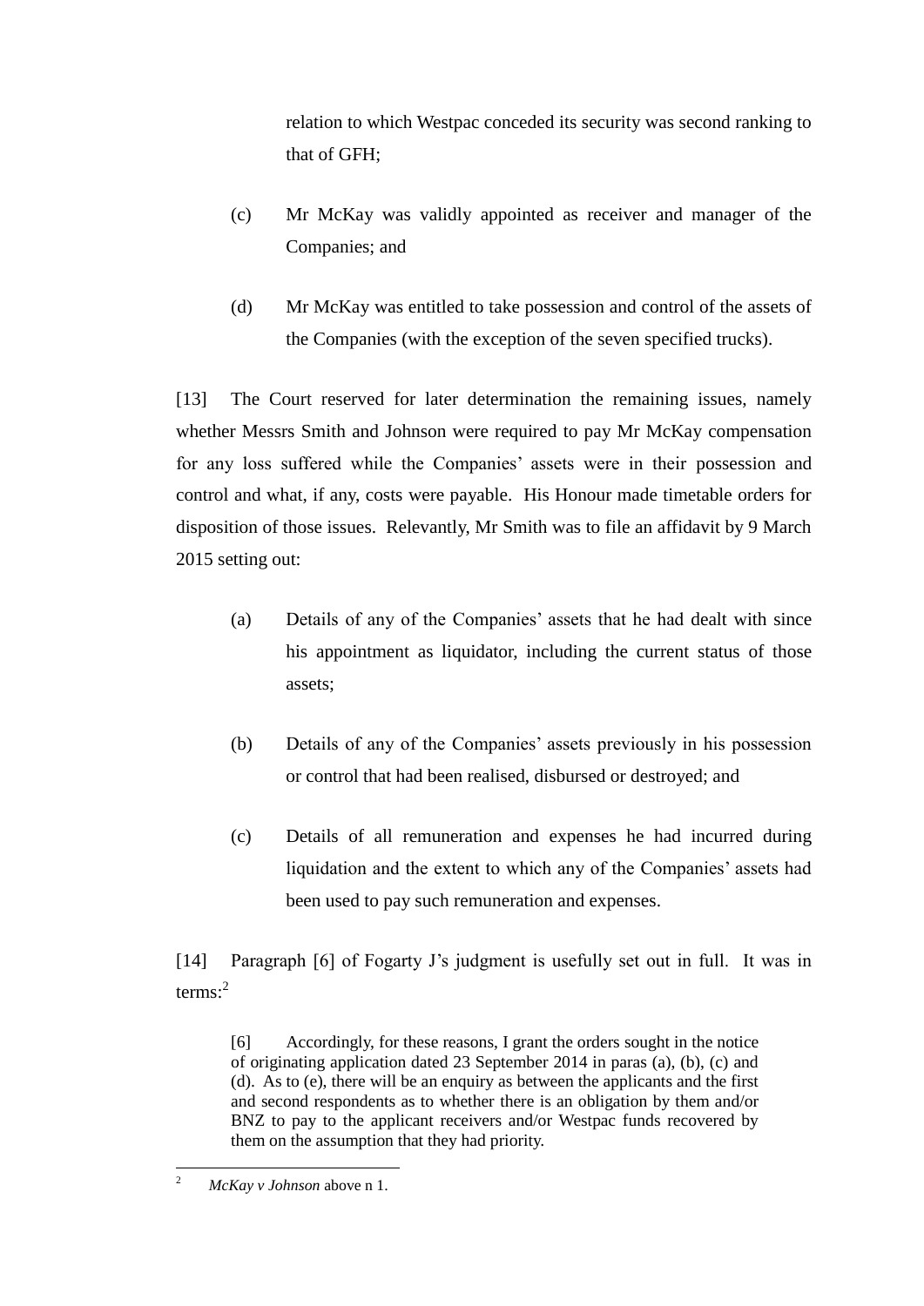relation to which Westpac conceded its security was second ranking to that of GFH;

(c) Mr McKay was validly appointed as receiver and manager of the Companies; and

(d) Mr McKay was entitled to take possession and control of the assets of the Companies (with the exception of the seven specified trucks).

[13] The Court reserved for later determination the remaining issues, namely whether Messrs Smith and Johnson were required to pay Mr McKay compensation for any loss suffered while the Companies' assets were in their possession and control and what, if any, costs were payable. His Honour made timetable orders for disposition of those issues. Relevantly, Mr Smith was to file an affidavit by 9 March 2015 setting out:

(a) Details of any of the Companies' assets that he had dealt with since his appointment as liquidator, including the current status of those assets;

(b) Details of any of the Companies' assets previously in his possession or control that had been realised, disbursed or destroyed; and

(c) Details of all remuneration and expenses he had incurred during liquidation and the extent to which any of the Companies' assets had been used to pay such remuneration and expenses.

[14] Paragraph [6] of Fogarty J's judgment is usefully set out in full. It was in terms:[2]

> [6] Accordingly, for these reasons, I grant the orders sought in the notice of originating application dated 23 September 2014 in paras (a), (b), (c) and (d). As to (e), there will be an enquiry as between the applicants and the first and second respondents as to whether there is an obligation by them and/or BNZ to pay to the applicant receivers and/or Westpac funds recovered by them on the assumption that they had priority.

---

[2] *McKay v Johnson* above n 1.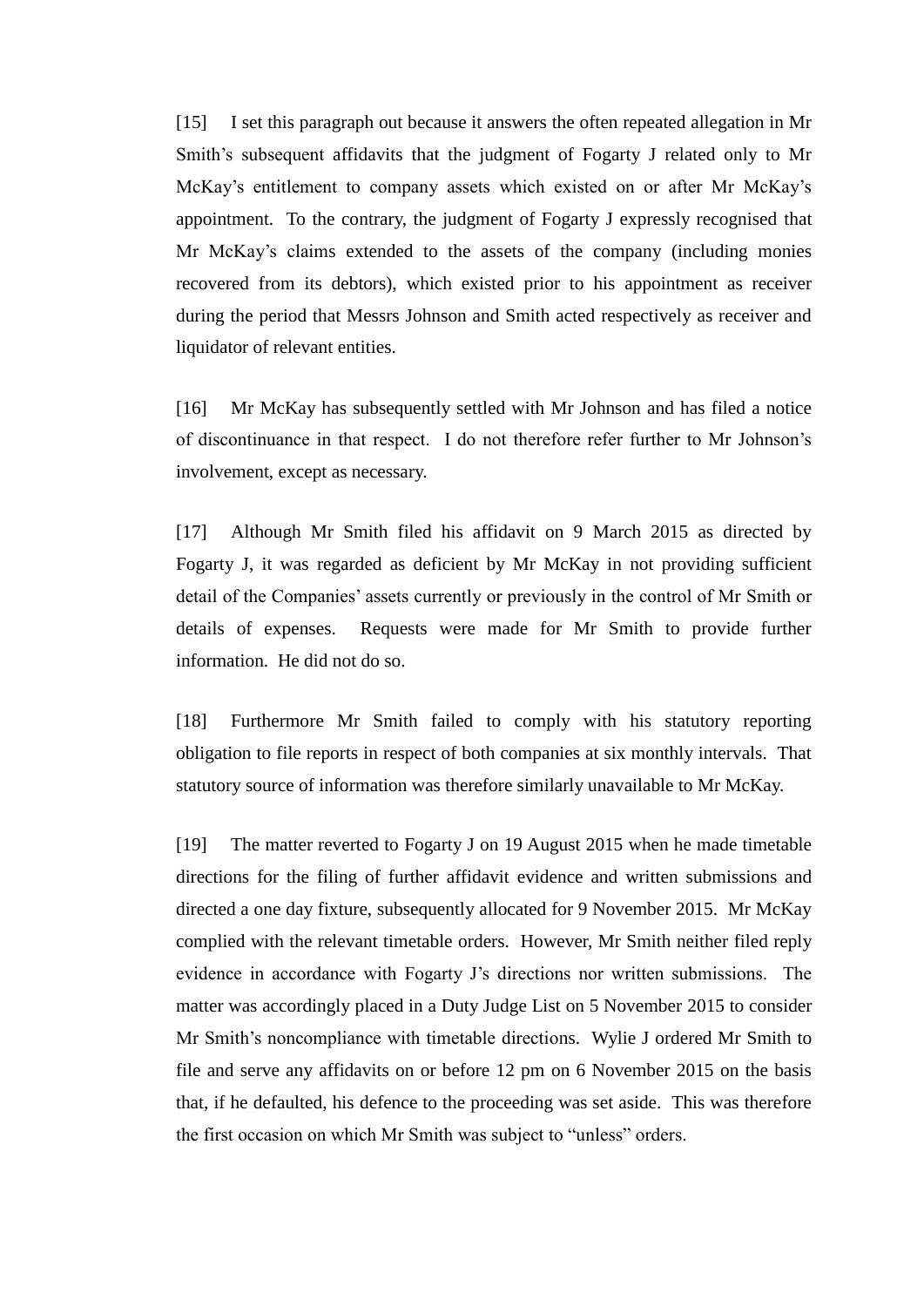[15] I set this paragraph out because it answers the often repeated allegation in Mr Smith's subsequent affidavits that the judgment of Fogarty J related only to Mr McKay's entitlement to company assets which existed on or after Mr McKay's appointment. To the contrary, the judgment of Fogarty J expressly recognised that Mr McKay's claims extended to the assets of the company (including monies recovered from its debtors), which existed prior to his appointment as receiver during the period that Messrs Johnson and Smith acted respectively as receiver and liquidator of relevant entities.

[16] Mr McKay has subsequently settled with Mr Johnson and has filed a notice of discontinuance in that respect. I do not therefore refer further to Mr Johnson's involvement, except as necessary.

[17] Although Mr Smith filed his affidavit on 9 March 2015 as directed by Fogarty J, it was regarded as deficient by Mr McKay in not providing sufficient detail of the Companies' assets currently or previously in the control of Mr Smith or details of expenses. Requests were made for Mr Smith to provide further information. He did not do so.

[18] Furthermore Mr Smith failed to comply with his statutory reporting obligation to file reports in respect of both companies at six monthly intervals. That statutory source of information was therefore similarly unavailable to Mr McKay.

[19] The matter reverted to Fogarty J on 19 August 2015 when he made timetable directions for the filing of further affidavit evidence and written submissions and directed a one day fixture, subsequently allocated for 9 November 2015. Mr McKay complied with the relevant timetable orders. However, Mr Smith neither filed reply evidence in accordance with Fogarty J's directions nor written submissions. The matter was accordingly placed in a Duty Judge List on 5 November 2015 to consider Mr Smith's noncompliance with timetable directions. Wylie J ordered Mr Smith to file and serve any affidavits on or before 12 pm on 6 November 2015 on the basis that, if he defaulted, his defence to the proceeding was set aside. This was therefore the first occasion on which Mr Smith was subject to "unless" orders.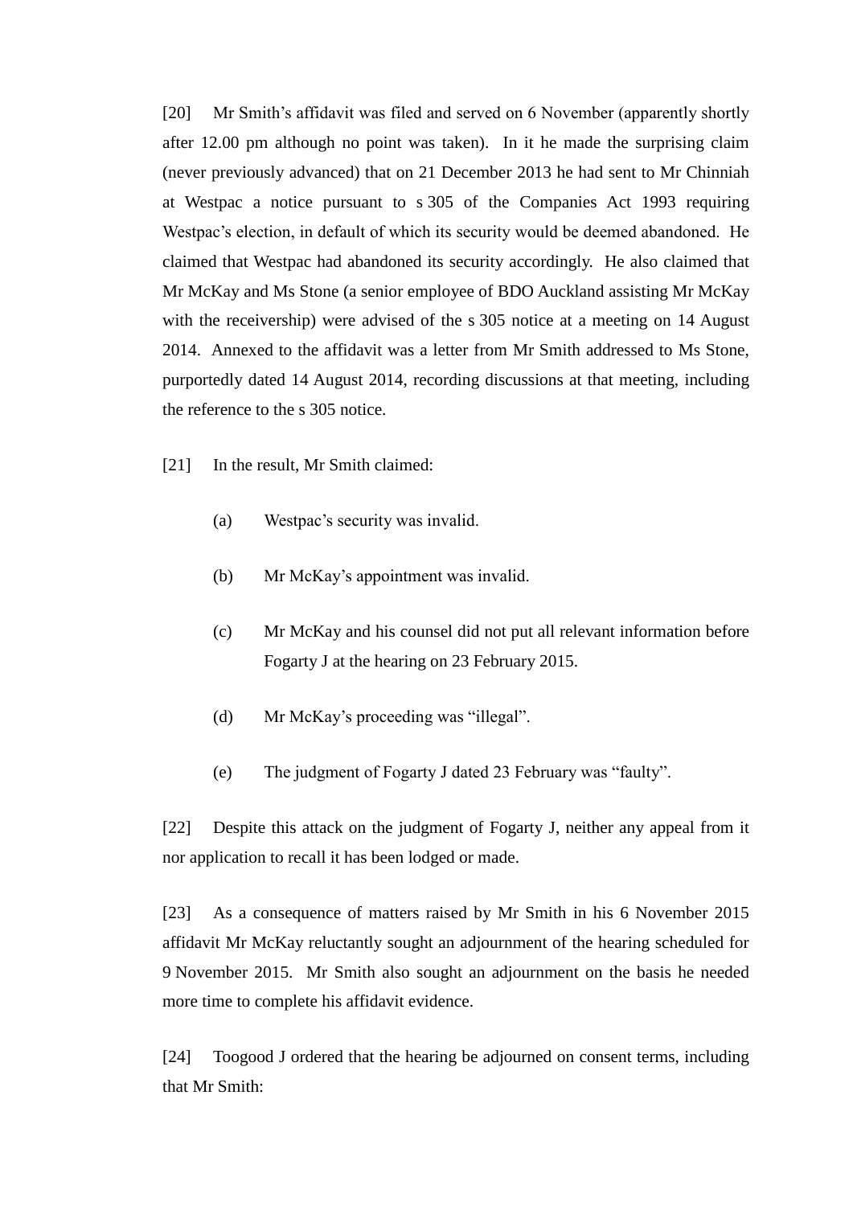[20] Mr Smith's affidavit was filed and served on 6 November (apparently shortly after 12.00 pm although no point was taken). In it he made the surprising claim (never previously advanced) that on 21 December 2013 he had sent to Mr Chinniah at Westpac a notice pursuant to s 305 of the Companies Act 1993 requiring Westpac's election, in default of which its security would be deemed abandoned. He claimed that Westpac had abandoned its security accordingly. He also claimed that Mr McKay and Ms Stone (a senior employee of BDO Auckland assisting Mr McKay with the receivership) were advised of the s 305 notice at a meeting on 14 August 2014. Annexed to the affidavit was a letter from Mr Smith addressed to Ms Stone, purportedly dated 14 August 2014, recording discussions at that meeting, including the reference to the s 305 notice.

[21] In the result, Mr Smith claimed:

(a) Westpac's security was invalid.

(b) Mr McKay's appointment was invalid.

(c) Mr McKay and his counsel did not put all relevant information before Fogarty J at the hearing on 23 February 2015.

(d) Mr McKay's proceeding was "illegal".

(e) The judgment of Fogarty J dated 23 February was "faulty".

[22] Despite this attack on the judgment of Fogarty J, neither any appeal from it nor application to recall it has been lodged or made.

[23] As a consequence of matters raised by Mr Smith in his 6 November 2015 affidavit Mr McKay reluctantly sought an adjournment of the hearing scheduled for 9 November 2015. Mr Smith also sought an adjournment on the basis he needed more time to complete his affidavit evidence.

[24] Toogood J ordered that the hearing be adjourned on consent terms, including that Mr Smith: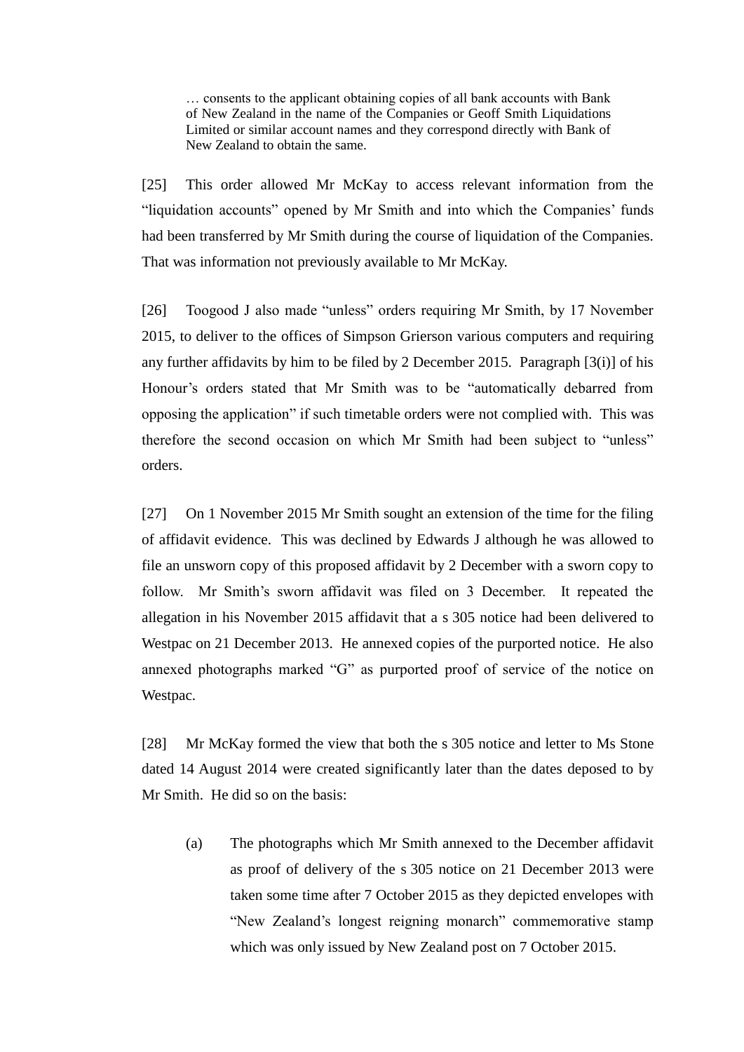> … consents to the applicant obtaining copies of all bank accounts with Bank of New Zealand in the name of the Companies or Geoff Smith Liquidations Limited or similar account names and they correspond directly with Bank of New Zealand to obtain the same.

[25] This order allowed Mr McKay to access relevant information from the "liquidation accounts" opened by Mr Smith and into which the Companies' funds had been transferred by Mr Smith during the course of liquidation of the Companies. That was information not previously available to Mr McKay.

[26] Toogood J also made "unless" orders requiring Mr Smith, by 17 November 2015, to deliver to the offices of Simpson Grierson various computers and requiring any further affidavits by him to be filed by 2 December 2015. Paragraph [3(i)] of his Honour's orders stated that Mr Smith was to be "automatically debarred from opposing the application" if such timetable orders were not complied with. This was therefore the second occasion on which Mr Smith had been subject to "unless" orders.

[27] On 1 November 2015 Mr Smith sought an extension of the time for the filing of affidavit evidence. This was declined by Edwards J although he was allowed to file an unsworn copy of this proposed affidavit by 2 December with a sworn copy to follow. Mr Smith's sworn affidavit was filed on 3 December. It repeated the allegation in his November 2015 affidavit that a s 305 notice had been delivered to Westpac on 21 December 2013. He annexed copies of the purported notice. He also annexed photographs marked "G" as purported proof of service of the notice on Westpac.

[28] Mr McKay formed the view that both the s 305 notice and letter to Ms Stone dated 14 August 2014 were created significantly later than the dates deposed to by Mr Smith. He did so on the basis:

(a) The photographs which Mr Smith annexed to the December affidavit as proof of delivery of the s 305 notice on 21 December 2013 were taken some time after 7 October 2015 as they depicted envelopes with "New Zealand's longest reigning monarch" commemorative stamp which was only issued by New Zealand post on 7 October 2015.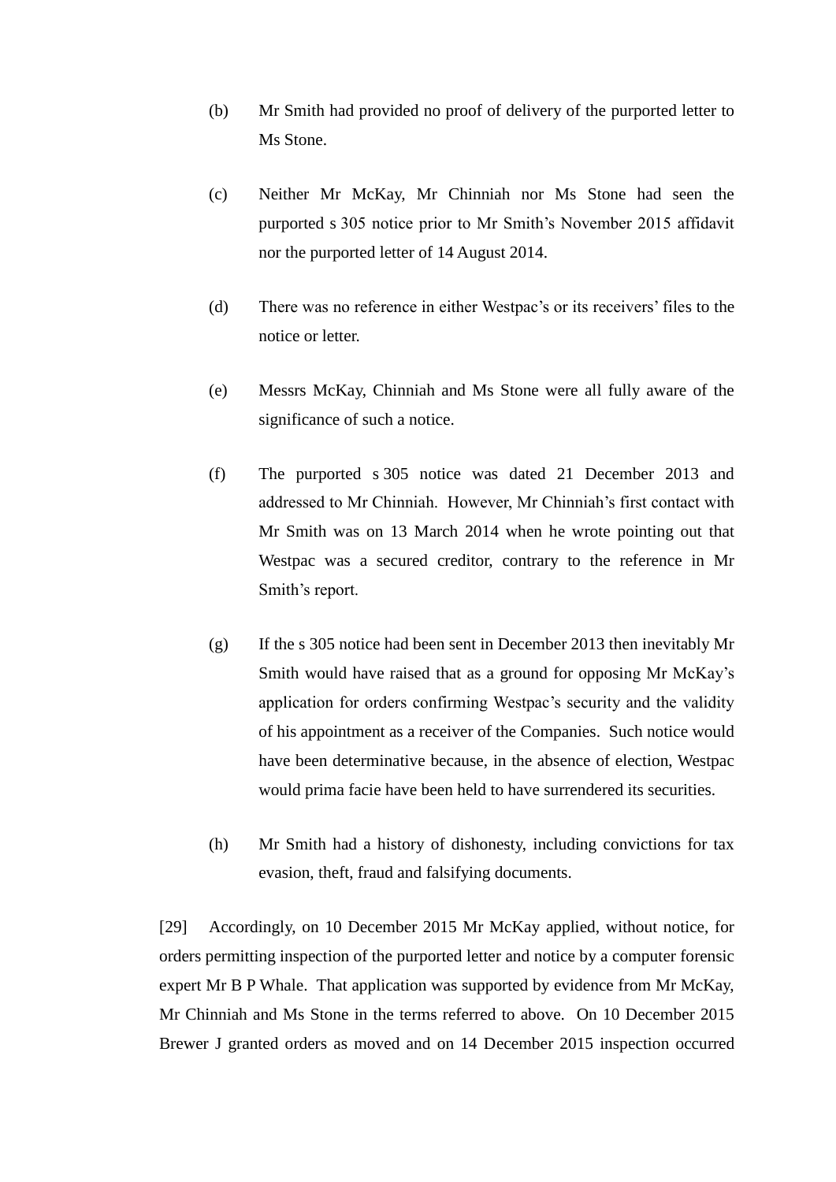(b) Mr Smith had provided no proof of delivery of the purported letter to Ms Stone.

(c) Neither Mr McKay, Mr Chinniah nor Ms Stone had seen the purported s 305 notice prior to Mr Smith's November 2015 affidavit nor the purported letter of 14 August 2014.

(d) There was no reference in either Westpac's or its receivers' files to the notice or letter.

(e) Messrs McKay, Chinniah and Ms Stone were all fully aware of the significance of such a notice.

(f) The purported s 305 notice was dated 21 December 2013 and addressed to Mr Chinniah. However, Mr Chinniah's first contact with Mr Smith was on 13 March 2014 when he wrote pointing out that Westpac was a secured creditor, contrary to the reference in Mr Smith's report.

(g) If the s 305 notice had been sent in December 2013 then inevitably Mr Smith would have raised that as a ground for opposing Mr McKay's application for orders confirming Westpac's security and the validity of his appointment as a receiver of the Companies. Such notice would have been determinative because, in the absence of election, Westpac would prima facie have been held to have surrendered its securities.

(h) Mr Smith had a history of dishonesty, including convictions for tax evasion, theft, fraud and falsifying documents.

[29] Accordingly, on 10 December 2015 Mr McKay applied, without notice, for orders permitting inspection of the purported letter and notice by a computer forensic expert Mr B P Whale. That application was supported by evidence from Mr McKay, Mr Chinniah and Ms Stone in the terms referred to above. On 10 December 2015 Brewer J granted orders as moved and on 14 December 2015 inspection occurred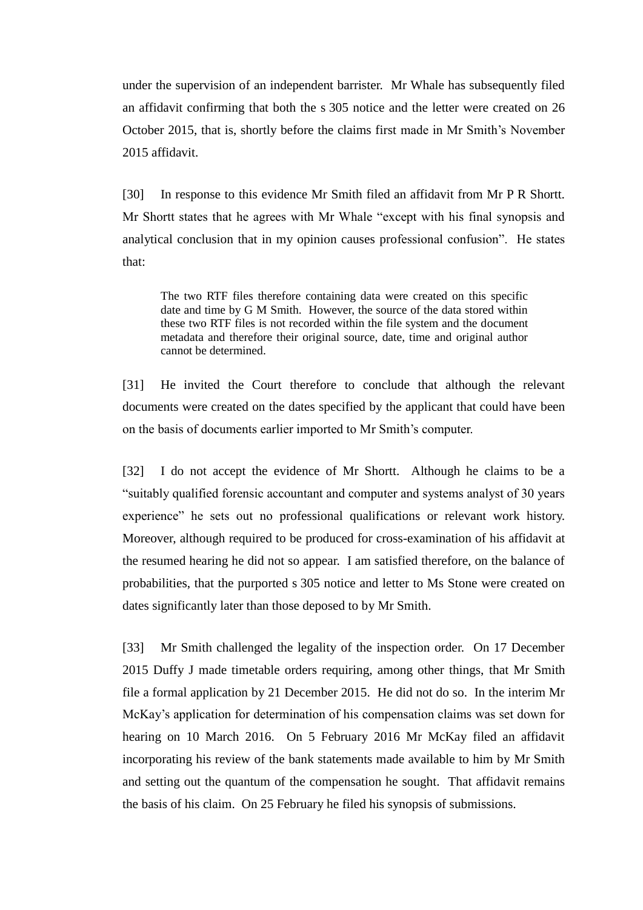under the supervision of an independent barrister. Mr Whale has subsequently filed an affidavit confirming that both the s 305 notice and the letter were created on 26 October 2015, that is, shortly before the claims first made in Mr Smith's November 2015 affidavit.

[30] In response to this evidence Mr Smith filed an affidavit from Mr P R Shortt. Mr Shortt states that he agrees with Mr Whale "except with his final synopsis and analytical conclusion that in my opinion causes professional confusion". He states that:

> The two RTF files therefore containing data were created on this specific date and time by G M Smith. However, the source of the data stored within these two RTF files is not recorded within the file system and the document metadata and therefore their original source, date, time and original author cannot be determined.

[31] He invited the Court therefore to conclude that although the relevant documents were created on the dates specified by the applicant that could have been on the basis of documents earlier imported to Mr Smith's computer.

[32] I do not accept the evidence of Mr Shortt. Although he claims to be a "suitably qualified forensic accountant and computer and systems analyst of 30 years experience" he sets out no professional qualifications or relevant work history. Moreover, although required to be produced for cross-examination of his affidavit at the resumed hearing he did not so appear. I am satisfied therefore, on the balance of probabilities, that the purported s 305 notice and letter to Ms Stone were created on dates significantly later than those deposed to by Mr Smith.

[33] Mr Smith challenged the legality of the inspection order. On 17 December 2015 Duffy J made timetable orders requiring, among other things, that Mr Smith file a formal application by 21 December 2015. He did not do so. In the interim Mr McKay's application for determination of his compensation claims was set down for hearing on 10 March 2016. On 5 February 2016 Mr McKay filed an affidavit incorporating his review of the bank statements made available to him by Mr Smith and setting out the quantum of the compensation he sought. That affidavit remains the basis of his claim. On 25 February he filed his synopsis of submissions.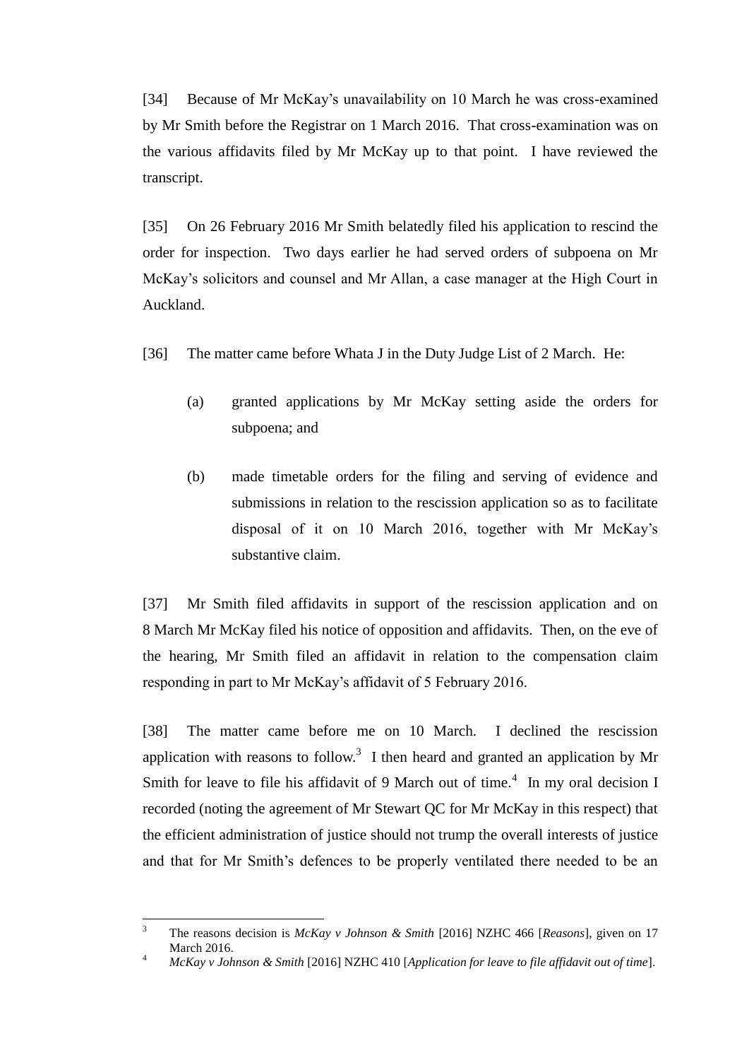[34] Because of Mr McKay's unavailability on 10 March he was cross-examined by Mr Smith before the Registrar on 1 March 2016. That cross-examination was on the various affidavits filed by Mr McKay up to that point. I have reviewed the transcript.

[35] On 26 February 2016 Mr Smith belatedly filed his application to rescind the order for inspection. Two days earlier he had served orders of subpoena on Mr McKay's solicitors and counsel and Mr Allan, a case manager at the High Court in Auckland.

[36] The matter came before Whata J in the Duty Judge List of 2 March. He:

(a) granted applications by Mr McKay setting aside the orders for subpoena; and

(b) made timetable orders for the filing and serving of evidence and submissions in relation to the rescission application so as to facilitate disposal of it on 10 March 2016, together with Mr McKay's substantive claim.

[37] Mr Smith filed affidavits in support of the rescission application and on 8 March Mr McKay filed his notice of opposition and affidavits. Then, on the eve of the hearing, Mr Smith filed an affidavit in relation to the compensation claim responding in part to Mr McKay's affidavit of 5 February 2016.

[38] The matter came before me on 10 March. I declined the rescission application with reasons to follow.[3] I then heard and granted an application by Mr Smith for leave to file his affidavit of 9 March out of time.[4] In my oral decision I recorded (noting the agreement of Mr Stewart QC for Mr McKay in this respect) that the efficient administration of justice should not trump the overall interests of justice and that for Mr Smith's defences to be properly ventilated there needed to be an

---

[3] The reasons decision is *McKay v Johnson & Smith* [2016] NZHC 466 [*Reasons*], given on 17 March 2016.

[4] *McKay v Johnson & Smith* [2016] NZHC 410 [*Application for leave to file affidavit out of time*].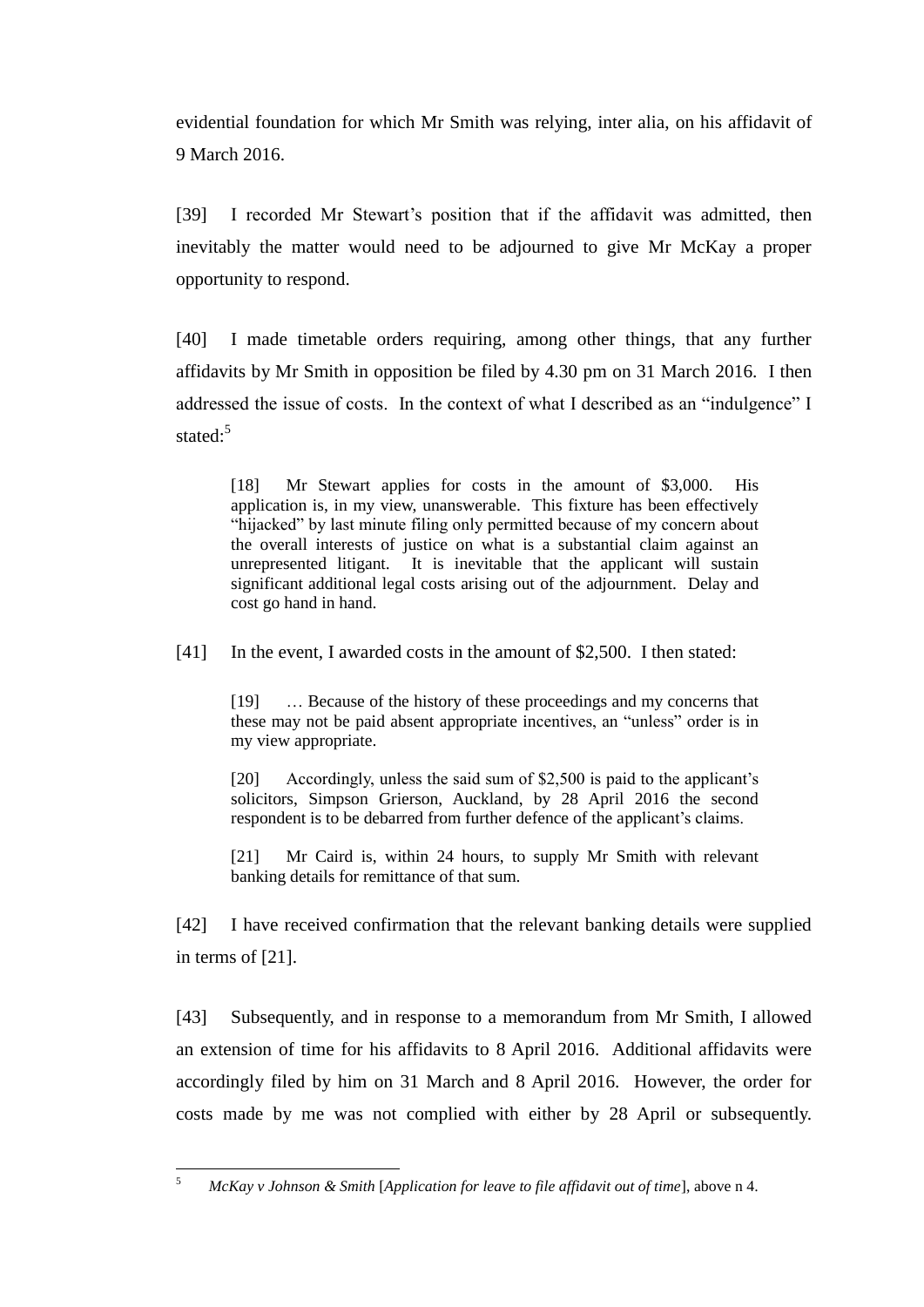evidential foundation for which Mr Smith was relying, inter alia, on his affidavit of 9 March 2016.

[39] I recorded Mr Stewart's position that if the affidavit was admitted, then inevitably the matter would need to be adjourned to give Mr McKay a proper opportunity to respond.

[40] I made timetable orders requiring, among other things, that any further affidavits by Mr Smith in opposition be filed by 4.30 pm on 31 March 2016. I then addressed the issue of costs. In the context of what I described as an "indulgence" I stated:[5]

> [18] Mr Stewart applies for costs in the amount of $3,000. His application is, in my view, unanswerable. This fixture has been effectively "hijacked" by last minute filing only permitted because of my concern about the overall interests of justice on what is a substantial claim against an unrepresented litigant. It is inevitable that the applicant will sustain significant additional legal costs arising out of the adjournment. Delay and cost go hand in hand.

[41] In the event, I awarded costs in the amount of $2,500. I then stated:

> [19] … Because of the history of these proceedings and my concerns that these may not be paid absent appropriate incentives, an "unless" order is in my view appropriate.
>
> [20] Accordingly, unless the said sum of $2,500 is paid to the applicant's solicitors, Simpson Grierson, Auckland, by 28 April 2016 the second respondent is to be debarred from further defence of the applicant's claims.
>
> [21] Mr Caird is, within 24 hours, to supply Mr Smith with relevant banking details for remittance of that sum.

[42] I have received confirmation that the relevant banking details were supplied in terms of [21].

[43] Subsequently, and in response to a memorandum from Mr Smith, I allowed an extension of time for his affidavits to 8 April 2016. Additional affidavits were accordingly filed by him on 31 March and 8 April 2016. However, the order for costs made by me was not complied with either by 28 April or subsequently.

---

[5] *McKay v Johnson & Smith* [*Application for leave to file affidavit out of time*], above n 4.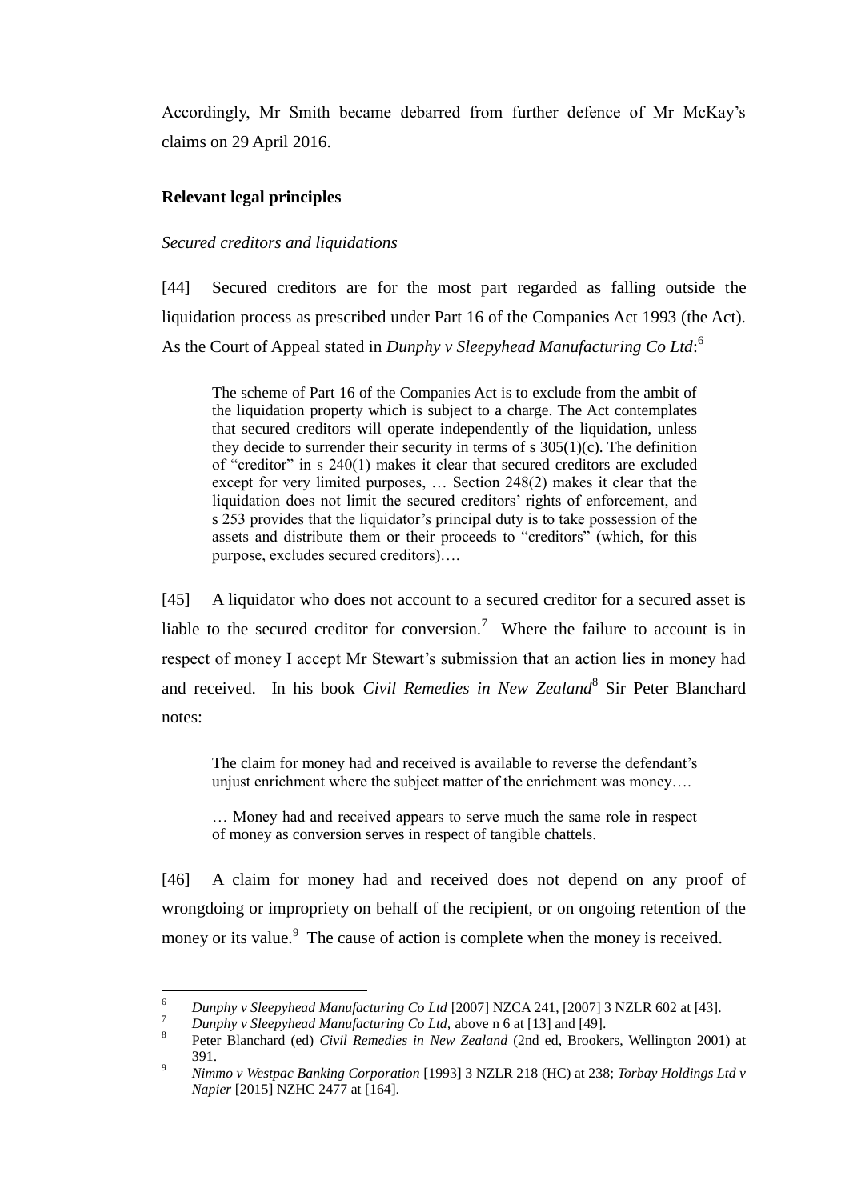Accordingly, Mr Smith became debarred from further defence of Mr McKay's claims on 29 April 2016.

## Relevant legal principles

### *Secured creditors and liquidations*

[44] Secured creditors are for the most part regarded as falling outside the liquidation process as prescribed under Part 16 of the Companies Act 1993 (the Act). As the Court of Appeal stated in *Dunphy v Sleepyhead Manufacturing Co Ltd*:[6]

> The scheme of Part 16 of the Companies Act is to exclude from the ambit of the liquidation property which is subject to a charge. The Act contemplates that secured creditors will operate independently of the liquidation, unless they decide to surrender their security in terms of s 305(1)(c). The definition of "creditor" in s 240(1) makes it clear that secured creditors are excluded except for very limited purposes, … Section 248(2) makes it clear that the liquidation does not limit the secured creditors' rights of enforcement, and s 253 provides that the liquidator's principal duty is to take possession of the assets and distribute them or their proceeds to "creditors" (which, for this purpose, excludes secured creditors)….

[45] A liquidator who does not account to a secured creditor for a secured asset is liable to the secured creditor for conversion.[7] Where the failure to account is in respect of money I accept Mr Stewart's submission that an action lies in money had and received. In his book *Civil Remedies in New Zealand*[8] Sir Peter Blanchard notes:

> The claim for money had and received is available to reverse the defendant's unjust enrichment where the subject matter of the enrichment was money….
>
> … Money had and received appears to serve much the same role in respect of money as conversion serves in respect of tangible chattels.

[46] A claim for money had and received does not depend on any proof of wrongdoing or impropriety on behalf of the recipient, or on ongoing retention of the money or its value.[9] The cause of action is complete when the money is received.

---

[6] *Dunphy v Sleepyhead Manufacturing Co Ltd* [2007] NZCA 241, [2007] 3 NZLR 602 at [43].

[7] *Dunphy v Sleepyhead Manufacturing Co Ltd*, above n 6 at [13] and [49].

[8] Peter Blanchard (ed) *Civil Remedies in New Zealand* (2nd ed, Brookers, Wellington 2001) at 391.

[9] *Nimmo v Westpac Banking Corporation* [1993] 3 NZLR 218 (HC) at 238; *Torbay Holdings Ltd v Napier* [2015] NZHC 2477 at [164].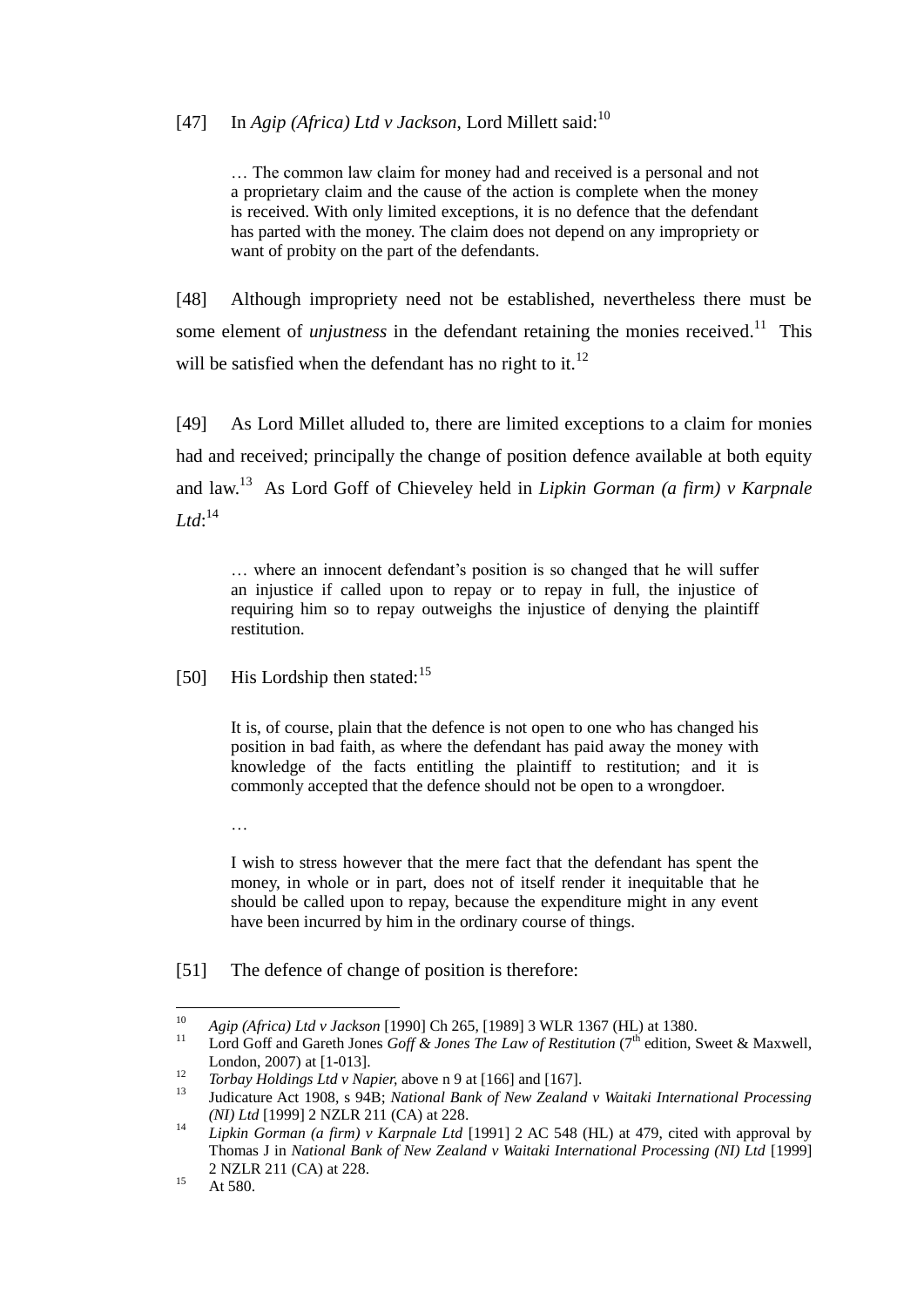[47] In *Agip (Africa) Ltd v Jackson*, Lord Millett said:[10]

> … The common law claim for money had and received is a personal and not a proprietary claim and the cause of the action is complete when the money is received. With only limited exceptions, it is no defence that the defendant has parted with the money. The claim does not depend on any impropriety or want of probity on the part of the defendants.

[48] Although impropriety need not be established, nevertheless there must be some element of *unjustness* in the defendant retaining the monies received.[11] This will be satisfied when the defendant has no right to it.[12]

[49] As Lord Millet alluded to, there are limited exceptions to a claim for monies had and received; principally the change of position defence available at both equity and law.[13] As Lord Goff of Chieveley held in *Lipkin Gorman (a firm) v Karpnale Ltd*:[14]

> … where an innocent defendant's position is so changed that he will suffer an injustice if called upon to repay or to repay in full, the injustice of requiring him so to repay outweighs the injustice of denying the plaintiff restitution.

[50] His Lordship then stated:[15]

> It is, of course, plain that the defence is not open to one who has changed his position in bad faith, as where the defendant has paid away the money with knowledge of the facts entitling the plaintiff to restitution; and it is commonly accepted that the defence should not be open to a wrongdoer.
>
> …
>
> I wish to stress however that the mere fact that the defendant has spent the money, in whole or in part, does not of itself render it inequitable that he should be called upon to repay, because the expenditure might in any event have been incurred by him in the ordinary course of things.

[51] The defence of change of position is therefore:

---

[10] *Agip (Africa) Ltd v Jackson* [1990] Ch 265, [1989] 3 WLR 1367 (HL) at 1380.

[11] Lord Goff and Gareth Jones *Goff & Jones The Law of Restitution* (7th edition, Sweet & Maxwell, London, 2007) at [1-013].

[12] *Torbay Holdings Ltd v Napier*, above n 9 at [166] and [167].

[13] Judicature Act 1908, s 94B; *National Bank of New Zealand v Waitaki International Processing (NI) Ltd* [1999] 2 NZLR 211 (CA) at 228.

[14] *Lipkin Gorman (a firm) v Karpnale Ltd* [1991] 2 AC 548 (HL) at 479, cited with approval by Thomas J in *National Bank of New Zealand v Waitaki International Processing (NI) Ltd* [1999] 2 NZLR 211 (CA) at 228.

[15] At 580.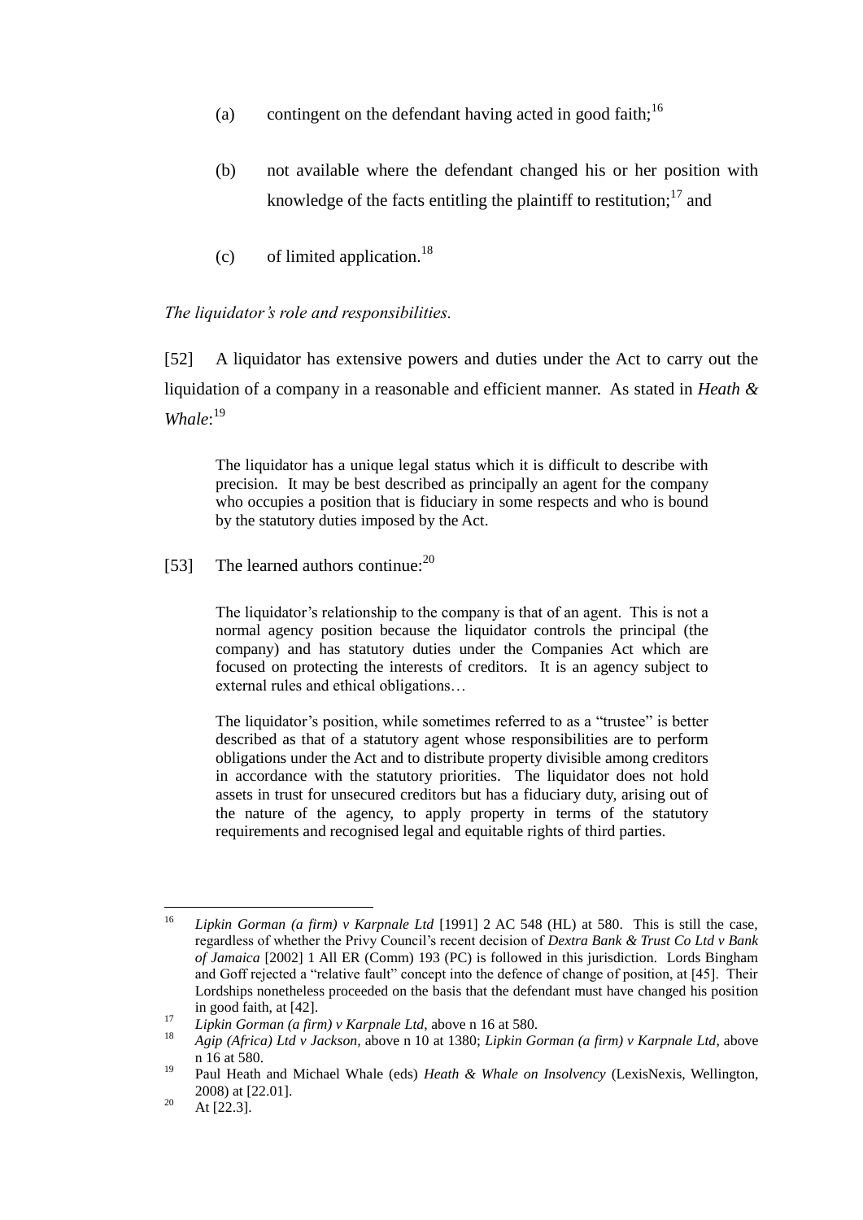(a) contingent on the defendant having acted in good faith;[16]

(b) not available where the defendant changed his or her position with knowledge of the facts entitling the plaintiff to restitution;[17] and

(c) of limited application.[18]

*The liquidator's role and responsibilities.*

[52] A liquidator has extensive powers and duties under the Act to carry out the liquidation of a company in a reasonable and efficient manner. As stated in *Heath & Whale*:[19]

> The liquidator has a unique legal status which it is difficult to describe with precision. It may be best described as principally an agent for the company who occupies a position that is fiduciary in some respects and who is bound by the statutory duties imposed by the Act.

[53] The learned authors continue:[20]

> The liquidator's relationship to the company is that of an agent. This is not a normal agency position because the liquidator controls the principal (the company) and has statutory duties under the Companies Act which are focused on protecting the interests of creditors. It is an agency subject to external rules and ethical obligations…
>
> The liquidator's position, while sometimes referred to as a "trustee" is better described as that of a statutory agent whose responsibilities are to perform obligations under the Act and to distribute property divisible among creditors in accordance with the statutory priorities. The liquidator does not hold assets in trust for unsecured creditors but has a fiduciary duty, arising out of the nature of the agency, to apply property in terms of the statutory requirements and recognised legal and equitable rights of third parties.

---

[16] *Lipkin Gorman (a firm) v Karpnale Ltd* [1991] 2 AC 548 (HL) at 580. This is still the case, regardless of whether the Privy Council's recent decision of *Dextra Bank & Trust Co Ltd v Bank of Jamaica* [2002] 1 All ER (Comm) 193 (PC) is followed in this jurisdiction. Lords Bingham and Goff rejected a "relative fault" concept into the defence of change of position, at [45]. Their Lordships nonetheless proceeded on the basis that the defendant must have changed his position in good faith, at [42].

[17] *Lipkin Gorman (a firm) v Karpnale Ltd*, above n 16 at 580.

[18] *Agip (Africa) Ltd v Jackson*, above n 10 at 1380; *Lipkin Gorman (a firm) v Karpnale Ltd*, above n 16 at 580.

[19] Paul Heath and Michael Whale (eds) *Heath & Whale on Insolvency* (LexisNexis, Wellington, 2008) at [22.01].

[20] At [22.3].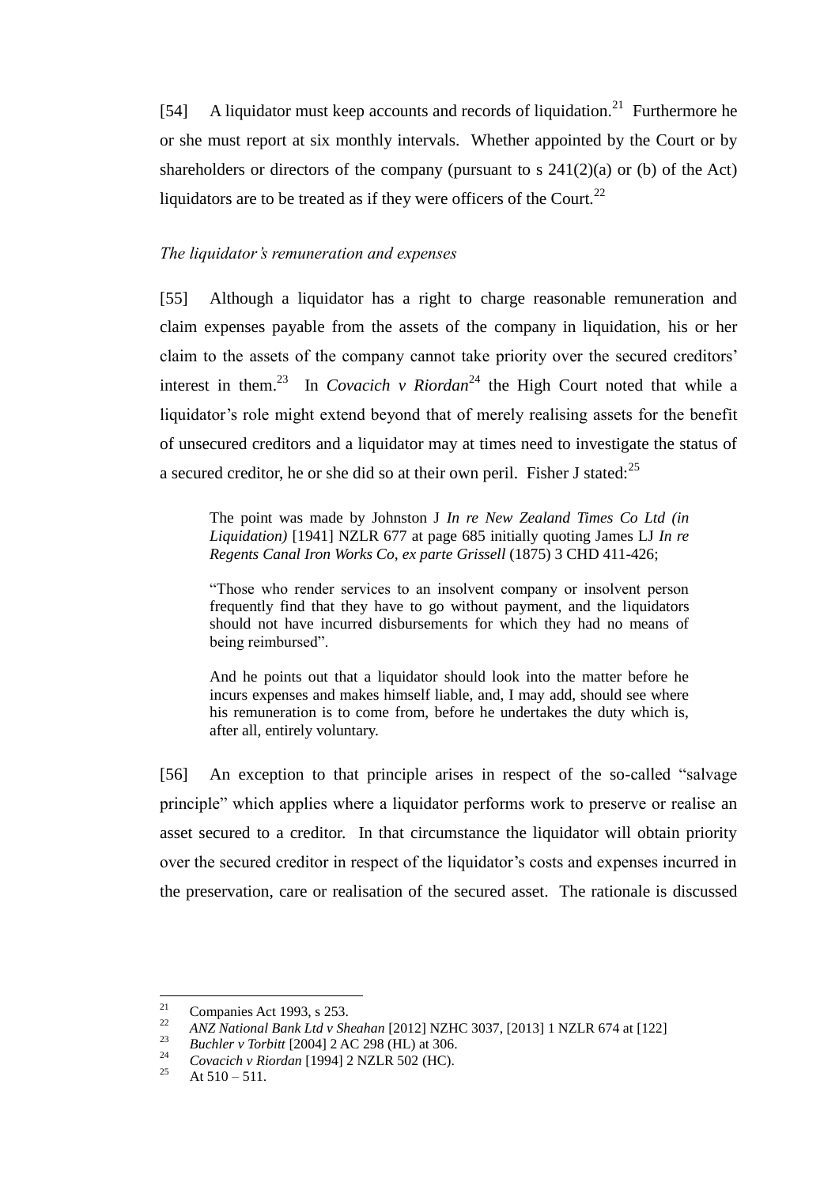[54] A liquidator must keep accounts and records of liquidation.[21] Furthermore he or she must report at six monthly intervals. Whether appointed by the Court or by shareholders or directors of the company (pursuant to s 241(2)(a) or (b) of the Act) liquidators are to be treated as if they were officers of the Court.[22]

### *The liquidator's remuneration and expenses*

[55] Although a liquidator has a right to charge reasonable remuneration and claim expenses payable from the assets of the company in liquidation, his or her claim to the assets of the company cannot take priority over the secured creditors' interest in them.[23] In *Covacich v Riordan*[24] the High Court noted that while a liquidator's role might extend beyond that of merely realising assets for the benefit of unsecured creditors and a liquidator may at times need to investigate the status of a secured creditor, he or she did so at their own peril. Fisher J stated:[25]

> The point was made by Johnston J *In re New Zealand Times Co Ltd (in Liquidation)* [1941] NZLR 677 at page 685 initially quoting James LJ *In re Regents Canal Iron Works Co, ex parte Grissell* (1875) 3 CHD 411-426;
>
> "Those who render services to an insolvent company or insolvent person frequently find that they have to go without payment, and the liquidators should not have incurred disbursements for which they had no means of being reimbursed".
>
> And he points out that a liquidator should look into the matter before he incurs expenses and makes himself liable, and, I may add, should see where his remuneration is to come from, before he undertakes the duty which is, after all, entirely voluntary.

[56] An exception to that principle arises in respect of the so-called "salvage principle" which applies where a liquidator performs work to preserve or realise an asset secured to a creditor. In that circumstance the liquidator will obtain priority over the secured creditor in respect of the liquidator's costs and expenses incurred in the preservation, care or realisation of the secured asset. The rationale is discussed

---

[21] Companies Act 1993, s 253.

[22] *ANZ National Bank Ltd v Sheahan* [2012] NZHC 3037, [2013] 1 NZLR 674 at [122]

[23] *Buchler v Torbitt* [2004] 2 AC 298 (HL) at 306.

[24] *Covacich v Riordan* [1994] 2 NZLR 502 (HC).

[25] At 510 – 511.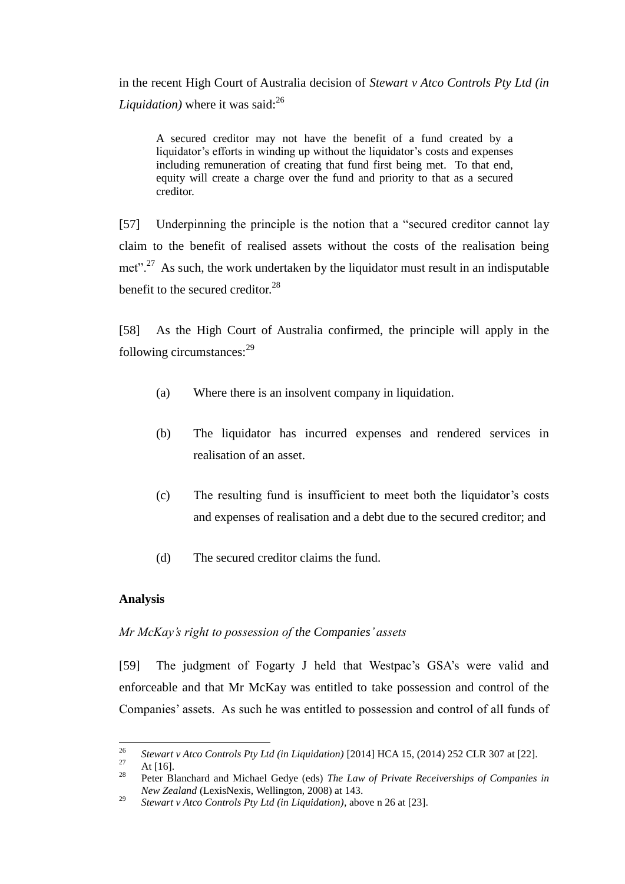in the recent High Court of Australia decision of *Stewart v Atco Controls Pty Ltd (in Liquidation)* where it was said:[26]

> A secured creditor may not have the benefit of a fund created by a liquidator's efforts in winding up without the liquidator's costs and expenses including remuneration of creating that fund first being met. To that end, equity will create a charge over the fund and priority to that as a secured creditor.

[57] Underpinning the principle is the notion that a "secured creditor cannot lay claim to the benefit of realised assets without the costs of the realisation being met".[27] As such, the work undertaken by the liquidator must result in an indisputable benefit to the secured creditor.[28]

[58] As the High Court of Australia confirmed, the principle will apply in the following circumstances:[29]

(a) Where there is an insolvent company in liquidation.

(b) The liquidator has incurred expenses and rendered services in realisation of an asset.

(c) The resulting fund is insufficient to meet both the liquidator's costs and expenses of realisation and a debt due to the secured creditor; and

(d) The secured creditor claims the fund.

**Analysis**

*Mr McKay's right to possession of the Companies' assets*

[59] The judgment of Fogarty J held that Westpac's GSA's were valid and enforceable and that Mr McKay was entitled to take possession and control of the Companies' assets. As such he was entitled to possession and control of all funds of

---

[26] *Stewart v Atco Controls Pty Ltd (in Liquidation)* [2014] HCA 15, (2014) 252 CLR 307 at [22].

[27] At [16].

[28] Peter Blanchard and Michael Gedye (eds) *The Law of Private Receiverships of Companies in New Zealand* (LexisNexis, Wellington, 2008) at 143.

[29] *Stewart v Atco Controls Pty Ltd (in Liquidation)*, above n 26 at [23].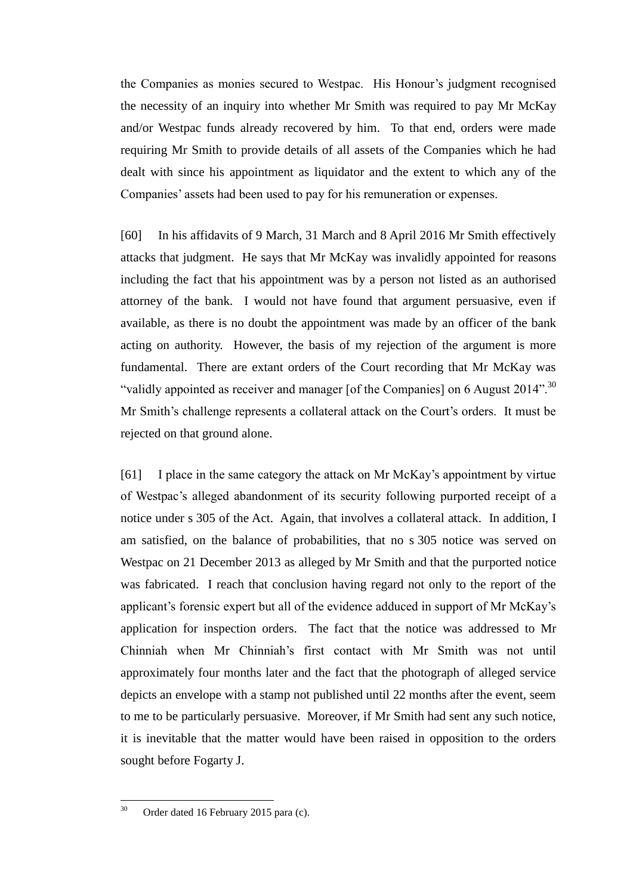the Companies as monies secured to Westpac. His Honour's judgment recognised the necessity of an inquiry into whether Mr Smith was required to pay Mr McKay and/or Westpac funds already recovered by him. To that end, orders were made requiring Mr Smith to provide details of all assets of the Companies which he had dealt with since his appointment as liquidator and the extent to which any of the Companies' assets had been used to pay for his remuneration or expenses.

[60] In his affidavits of 9 March, 31 March and 8 April 2016 Mr Smith effectively attacks that judgment. He says that Mr McKay was invalidly appointed for reasons including the fact that his appointment was by a person not listed as an authorised attorney of the bank. I would not have found that argument persuasive, even if available, as there is no doubt the appointment was made by an officer of the bank acting on authority. However, the basis of my rejection of the argument is more fundamental. There are extant orders of the Court recording that Mr McKay was "validly appointed as receiver and manager [of the Companies] on 6 August 2014".[30] Mr Smith's challenge represents a collateral attack on the Court's orders. It must be rejected on that ground alone.

[61] I place in the same category the attack on Mr McKay's appointment by virtue of Westpac's alleged abandonment of its security following purported receipt of a notice under s 305 of the Act. Again, that involves a collateral attack. In addition, I am satisfied, on the balance of probabilities, that no s 305 notice was served on Westpac on 21 December 2013 as alleged by Mr Smith and that the purported notice was fabricated. I reach that conclusion having regard not only to the report of the applicant's forensic expert but all of the evidence adduced in support of Mr McKay's application for inspection orders. The fact that the notice was addressed to Mr Chinniah when Mr Chinniah's first contact with Mr Smith was not until approximately four months later and the fact that the photograph of alleged service depicts an envelope with a stamp not published until 22 months after the event, seem to me to be particularly persuasive. Moreover, if Mr Smith had sent any such notice, it is inevitable that the matter would have been raised in opposition to the orders sought before Fogarty J.

[30] Order dated 16 February 2015 para (c).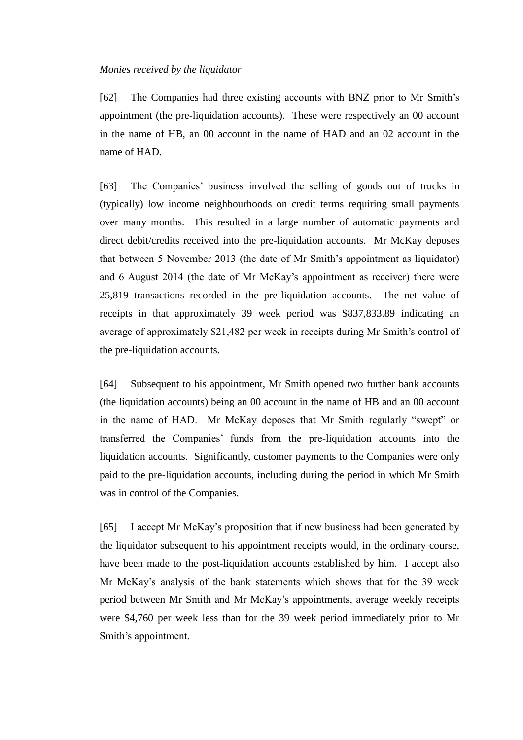*Monies received by the liquidator*

[62] The Companies had three existing accounts with BNZ prior to Mr Smith's appointment (the pre-liquidation accounts). These were respectively an 00 account in the name of HB, an 00 account in the name of HAD and an 02 account in the name of HAD.

[63] The Companies' business involved the selling of goods out of trucks in (typically) low income neighbourhoods on credit terms requiring small payments over many months. This resulted in a large number of automatic payments and direct debit/credits received into the pre-liquidation accounts. Mr McKay deposes that between 5 November 2013 (the date of Mr Smith's appointment as liquidator) and 6 August 2014 (the date of Mr McKay's appointment as receiver) there were 25,819 transactions recorded in the pre-liquidation accounts. The net value of receipts in that approximately 39 week period was $837,833.89 indicating an average of approximately $21,482 per week in receipts during Mr Smith's control of the pre-liquidation accounts.

[64] Subsequent to his appointment, Mr Smith opened two further bank accounts (the liquidation accounts) being an 00 account in the name of HB and an 00 account in the name of HAD. Mr McKay deposes that Mr Smith regularly "swept" or transferred the Companies' funds from the pre-liquidation accounts into the liquidation accounts. Significantly, customer payments to the Companies were only paid to the pre-liquidation accounts, including during the period in which Mr Smith was in control of the Companies.

[65] I accept Mr McKay's proposition that if new business had been generated by the liquidator subsequent to his appointment receipts would, in the ordinary course, have been made to the post-liquidation accounts established by him. I accept also Mr McKay's analysis of the bank statements which shows that for the 39 week period between Mr Smith and Mr McKay's appointments, average weekly receipts were $4,760 per week less than for the 39 week period immediately prior to Mr Smith's appointment.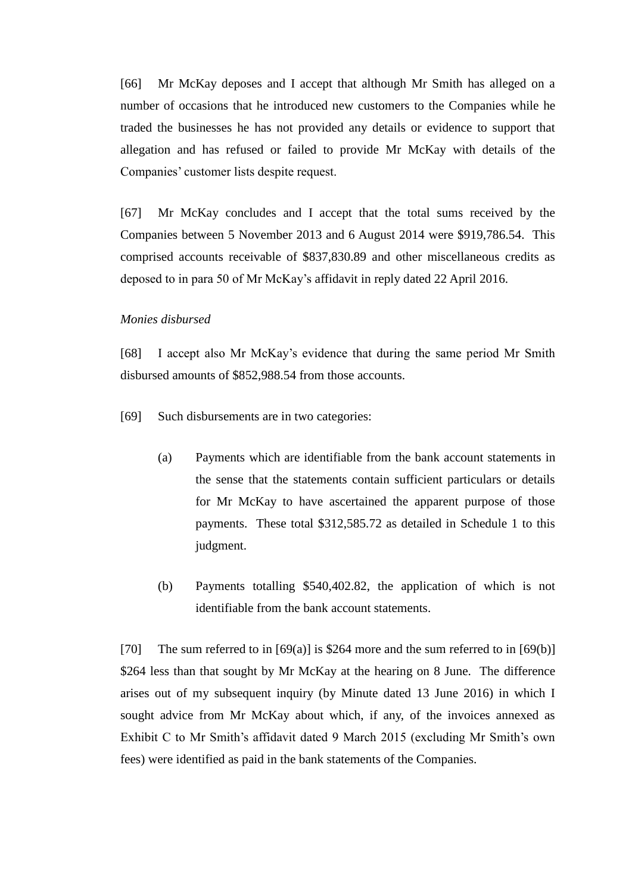[66] Mr McKay deposes and I accept that although Mr Smith has alleged on a number of occasions that he introduced new customers to the Companies while he traded the businesses he has not provided any details or evidence to support that allegation and has refused or failed to provide Mr McKay with details of the Companies' customer lists despite request.

[67] Mr McKay concludes and I accept that the total sums received by the Companies between 5 November 2013 and 6 August 2014 were $919,786.54. This comprised accounts receivable of $837,830.89 and other miscellaneous credits as deposed to in para 50 of Mr McKay's affidavit in reply dated 22 April 2016.

*Monies disbursed*

[68] I accept also Mr McKay's evidence that during the same period Mr Smith disbursed amounts of $852,988.54 from those accounts.

[69] Such disbursements are in two categories:

(a) Payments which are identifiable from the bank account statements in the sense that the statements contain sufficient particulars or details for Mr McKay to have ascertained the apparent purpose of those payments. These total $312,585.72 as detailed in Schedule 1 to this judgment.

(b) Payments totalling $540,402.82, the application of which is not identifiable from the bank account statements.

[70] The sum referred to in [69(a)] is $264 more and the sum referred to in [69(b)] $264 less than that sought by Mr McKay at the hearing on 8 June. The difference arises out of my subsequent inquiry (by Minute dated 13 June 2016) in which I sought advice from Mr McKay about which, if any, of the invoices annexed as Exhibit C to Mr Smith's affidavit dated 9 March 2015 (excluding Mr Smith's own fees) were identified as paid in the bank statements of the Companies.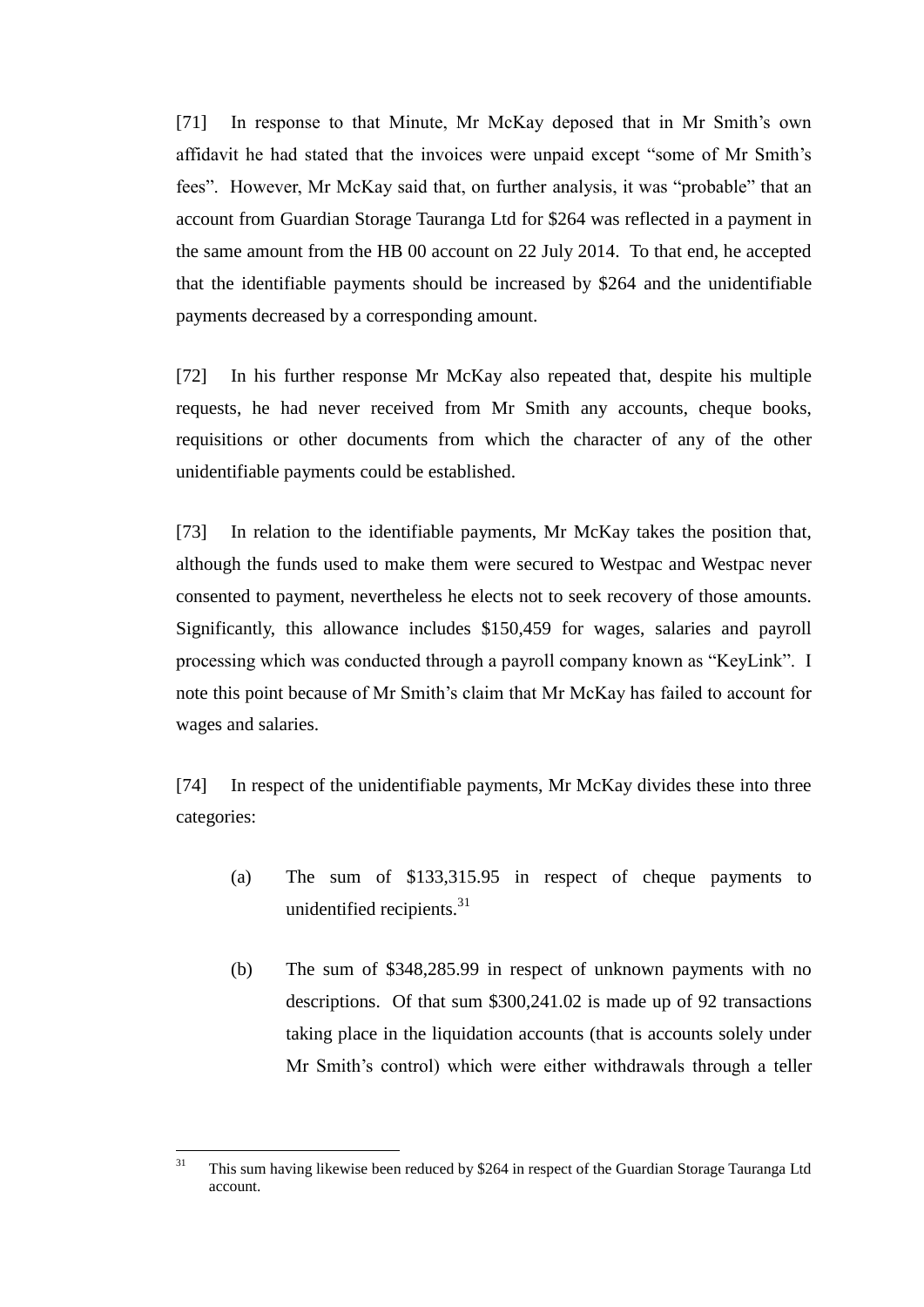[71] In response to that Minute, Mr McKay deposed that in Mr Smith's own affidavit he had stated that the invoices were unpaid except "some of Mr Smith's fees". However, Mr McKay said that, on further analysis, it was "probable" that an account from Guardian Storage Tauranga Ltd for $264 was reflected in a payment in the same amount from the HB 00 account on 22 July 2014. To that end, he accepted that the identifiable payments should be increased by $264 and the unidentifiable payments decreased by a corresponding amount.

[72] In his further response Mr McKay also repeated that, despite his multiple requests, he had never received from Mr Smith any accounts, cheque books, requisitions or other documents from which the character of any of the other unidentifiable payments could be established.

[73] In relation to the identifiable payments, Mr McKay takes the position that, although the funds used to make them were secured to Westpac and Westpac never consented to payment, nevertheless he elects not to seek recovery of those amounts. Significantly, this allowance includes $150,459 for wages, salaries and payroll processing which was conducted through a payroll company known as "KeyLink". I note this point because of Mr Smith's claim that Mr McKay has failed to account for wages and salaries.

[74] In respect of the unidentifiable payments, Mr McKay divides these into three categories:

(a) The sum of $133,315.95 in respect of cheque payments to unidentified recipients.[31]

(b) The sum of $348,285.99 in respect of unknown payments with no descriptions. Of that sum $300,241.02 is made up of 92 transactions taking place in the liquidation accounts (that is accounts solely under Mr Smith's control) which were either withdrawals through a teller

---

[31] This sum having likewise been reduced by $264 in respect of the Guardian Storage Tauranga Ltd account.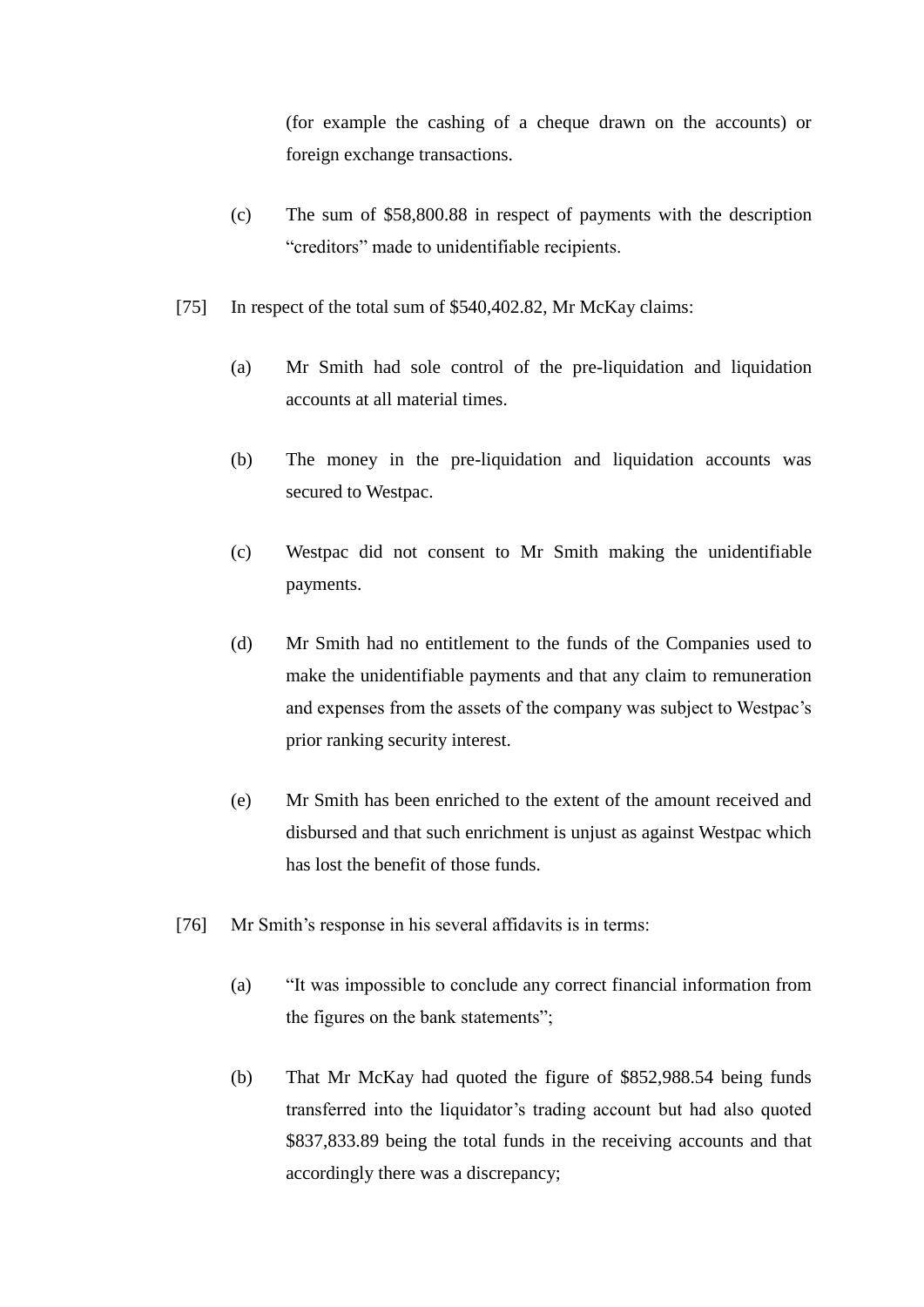(for example the cashing of a cheque drawn on the accounts) or foreign exchange transactions.

(c) The sum of $58,800.88 in respect of payments with the description "creditors" made to unidentifiable recipients.

[75] In respect of the total sum of $540,402.82, Mr McKay claims:

(a) Mr Smith had sole control of the pre-liquidation and liquidation accounts at all material times.

(b) The money in the pre-liquidation and liquidation accounts was secured to Westpac.

(c) Westpac did not consent to Mr Smith making the unidentifiable payments.

(d) Mr Smith had no entitlement to the funds of the Companies used to make the unidentifiable payments and that any claim to remuneration and expenses from the assets of the company was subject to Westpac's prior ranking security interest.

(e) Mr Smith has been enriched to the extent of the amount received and disbursed and that such enrichment is unjust as against Westpac which has lost the benefit of those funds.

[76] Mr Smith's response in his several affidavits is in terms:

(a) "It was impossible to conclude any correct financial information from the figures on the bank statements";

(b) That Mr McKay had quoted the figure of $852,988.54 being funds transferred into the liquidator's trading account but had also quoted $837,833.89 being the total funds in the receiving accounts and that accordingly there was a discrepancy;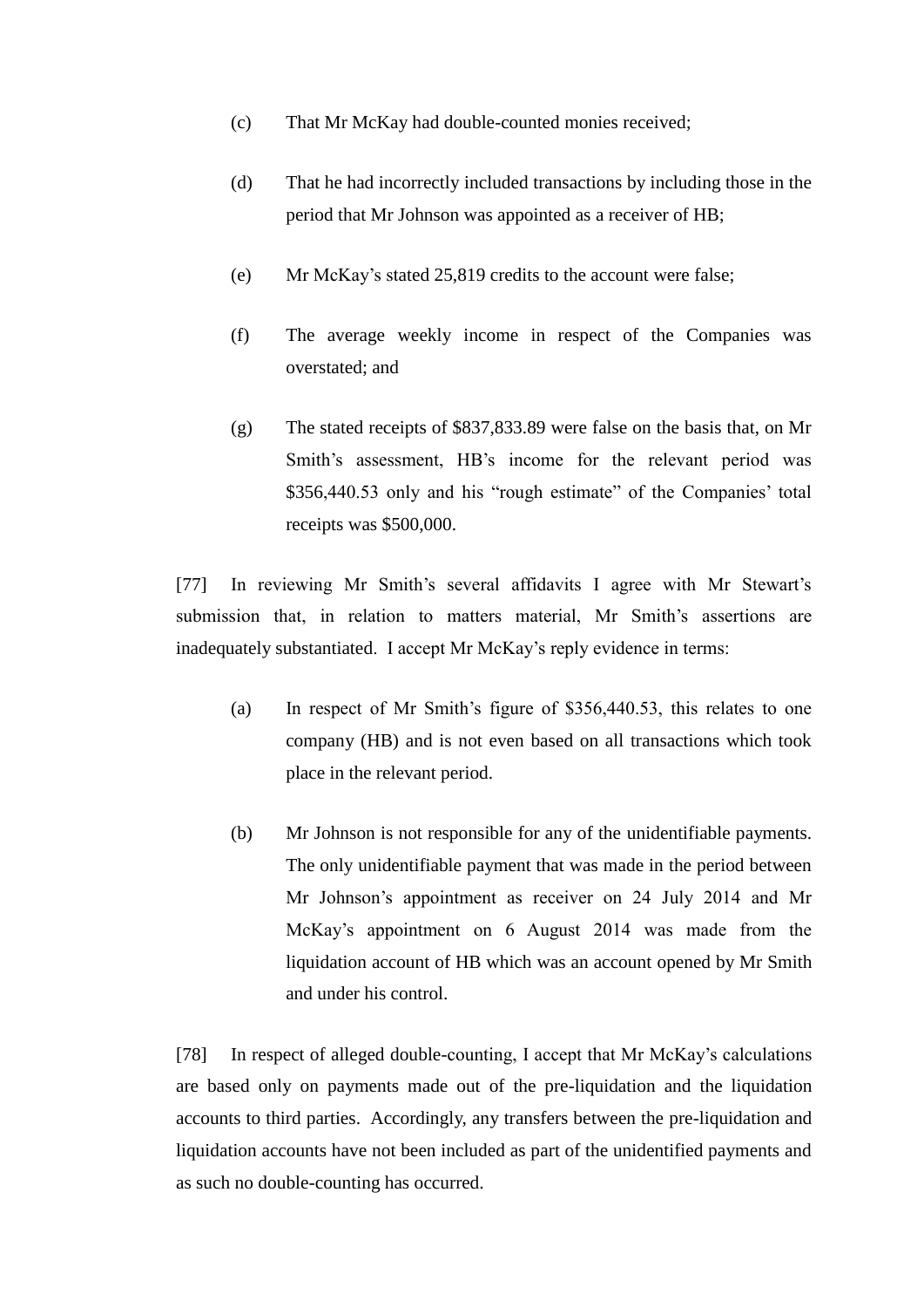(c) That Mr McKay had double-counted monies received;

(d) That he had incorrectly included transactions by including those in the period that Mr Johnson was appointed as a receiver of HB;

(e) Mr McKay's stated 25,819 credits to the account were false;

(f) The average weekly income in respect of the Companies was overstated; and

(g) The stated receipts of $837,833.89 were false on the basis that, on Mr Smith's assessment, HB's income for the relevant period was $356,440.53 only and his "rough estimate" of the Companies' total receipts was $500,000.

[77] In reviewing Mr Smith's several affidavits I agree with Mr Stewart's submission that, in relation to matters material, Mr Smith's assertions are inadequately substantiated. I accept Mr McKay's reply evidence in terms:

(a) In respect of Mr Smith's figure of $356,440.53, this relates to one company (HB) and is not even based on all transactions which took place in the relevant period.

(b) Mr Johnson is not responsible for any of the unidentifiable payments. The only unidentifiable payment that was made in the period between Mr Johnson's appointment as receiver on 24 July 2014 and Mr McKay's appointment on 6 August 2014 was made from the liquidation account of HB which was an account opened by Mr Smith and under his control.

[78] In respect of alleged double-counting, I accept that Mr McKay's calculations are based only on payments made out of the pre-liquidation and the liquidation accounts to third parties. Accordingly, any transfers between the pre-liquidation and liquidation accounts have not been included as part of the unidentified payments and as such no double-counting has occurred.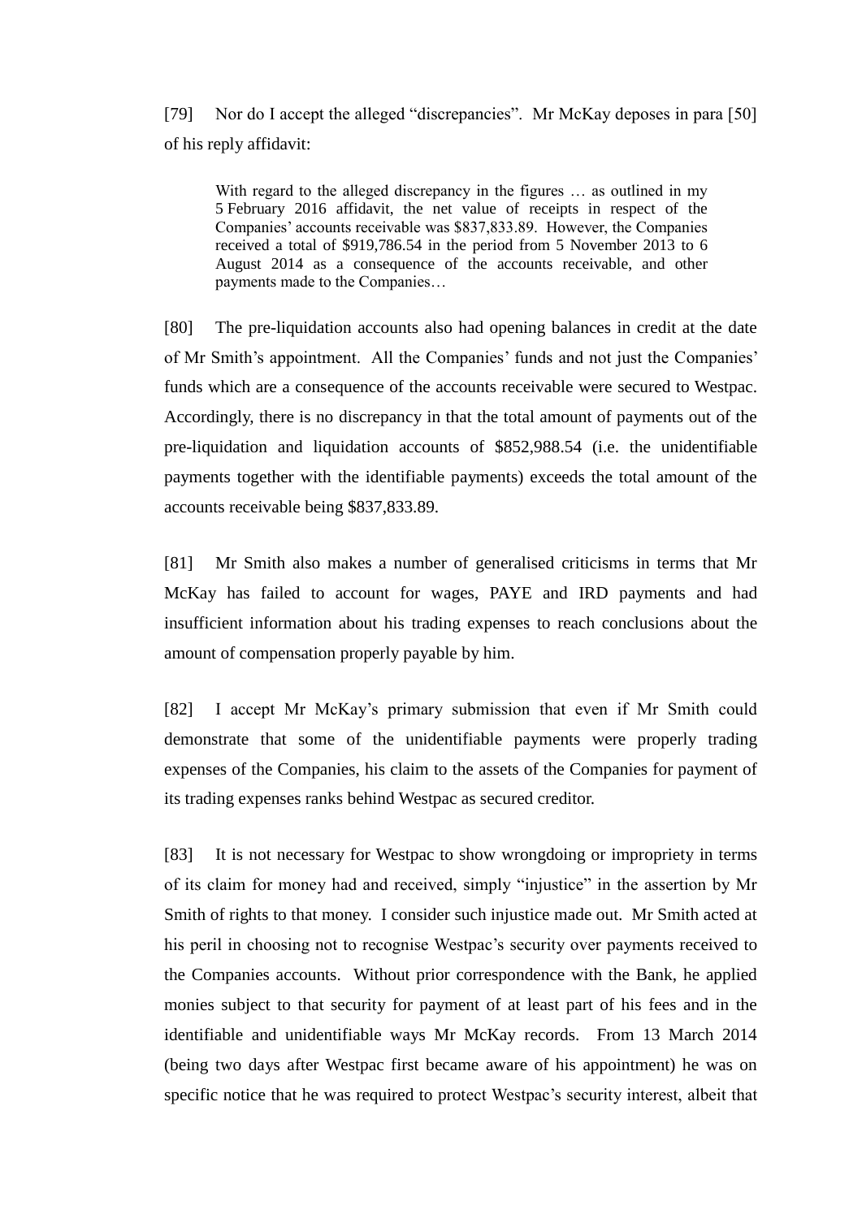[79] Nor do I accept the alleged "discrepancies". Mr McKay deposes in para [50] of his reply affidavit:

> With regard to the alleged discrepancy in the figures … as outlined in my 5 February 2016 affidavit, the net value of receipts in respect of the Companies' accounts receivable was $837,833.89. However, the Companies received a total of $919,786.54 in the period from 5 November 2013 to 6 August 2014 as a consequence of the accounts receivable, and other payments made to the Companies…

[80] The pre-liquidation accounts also had opening balances in credit at the date of Mr Smith's appointment. All the Companies' funds and not just the Companies' funds which are a consequence of the accounts receivable were secured to Westpac. Accordingly, there is no discrepancy in that the total amount of payments out of the pre-liquidation and liquidation accounts of $852,988.54 (i.e. the unidentifiable payments together with the identifiable payments) exceeds the total amount of the accounts receivable being $837,833.89.

[81] Mr Smith also makes a number of generalised criticisms in terms that Mr McKay has failed to account for wages, PAYE and IRD payments and had insufficient information about his trading expenses to reach conclusions about the amount of compensation properly payable by him.

[82] I accept Mr McKay's primary submission that even if Mr Smith could demonstrate that some of the unidentifiable payments were properly trading expenses of the Companies, his claim to the assets of the Companies for payment of its trading expenses ranks behind Westpac as secured creditor.

[83] It is not necessary for Westpac to show wrongdoing or impropriety in terms of its claim for money had and received, simply "injustice" in the assertion by Mr Smith of rights to that money. I consider such injustice made out. Mr Smith acted at his peril in choosing not to recognise Westpac's security over payments received to the Companies accounts. Without prior correspondence with the Bank, he applied monies subject to that security for payment of at least part of his fees and in the identifiable and unidentifiable ways Mr McKay records. From 13 March 2014 (being two days after Westpac first became aware of his appointment) he was on specific notice that he was required to protect Westpac's security interest, albeit that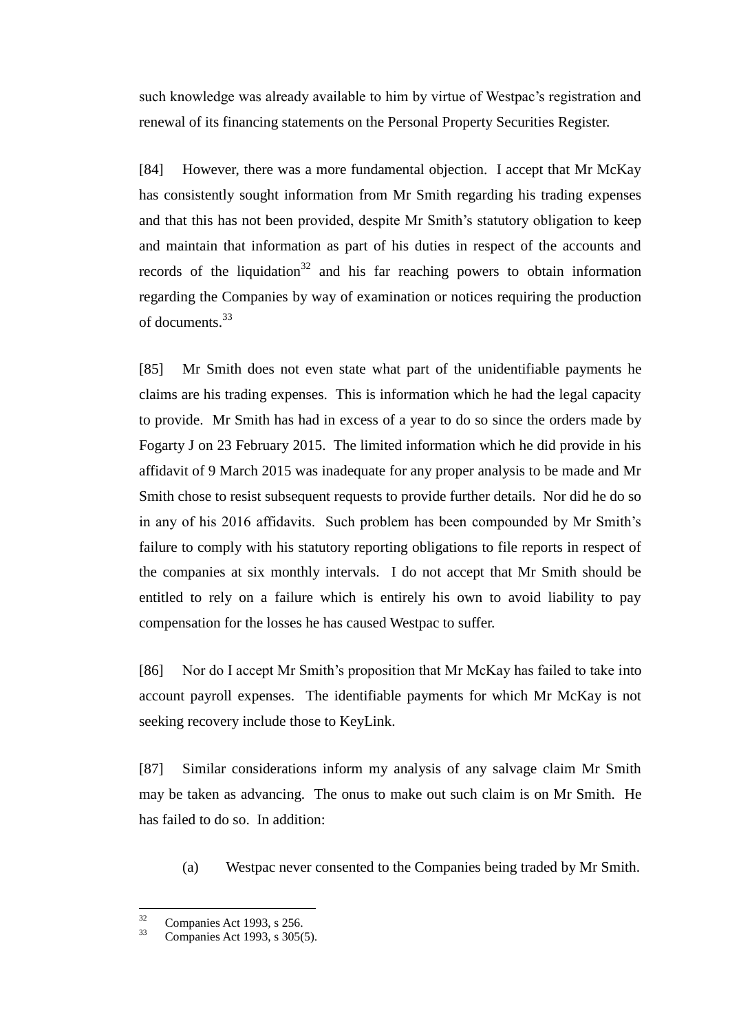such knowledge was already available to him by virtue of Westpac's registration and renewal of its financing statements on the Personal Property Securities Register.

[84] However, there was a more fundamental objection. I accept that Mr McKay has consistently sought information from Mr Smith regarding his trading expenses and that this has not been provided, despite Mr Smith's statutory obligation to keep and maintain that information as part of his duties in respect of the accounts and records of the liquidation[32] and his far reaching powers to obtain information regarding the Companies by way of examination or notices requiring the production of documents.[33]

[85] Mr Smith does not even state what part of the unidentifiable payments he claims are his trading expenses. This is information which he had the legal capacity to provide. Mr Smith has had in excess of a year to do so since the orders made by Fogarty J on 23 February 2015. The limited information which he did provide in his affidavit of 9 March 2015 was inadequate for any proper analysis to be made and Mr Smith chose to resist subsequent requests to provide further details. Nor did he do so in any of his 2016 affidavits. Such problem has been compounded by Mr Smith's failure to comply with his statutory reporting obligations to file reports in respect of the companies at six monthly intervals. I do not accept that Mr Smith should be entitled to rely on a failure which is entirely his own to avoid liability to pay compensation for the losses he has caused Westpac to suffer.

[86] Nor do I accept Mr Smith's proposition that Mr McKay has failed to take into account payroll expenses. The identifiable payments for which Mr McKay is not seeking recovery include those to KeyLink.

[87] Similar considerations inform my analysis of any salvage claim Mr Smith may be taken as advancing. The onus to make out such claim is on Mr Smith. He has failed to do so. In addition:

(a) Westpac never consented to the Companies being traded by Mr Smith.

---

[32] Companies Act 1993, s 256.

[33] Companies Act 1993, s 305(5).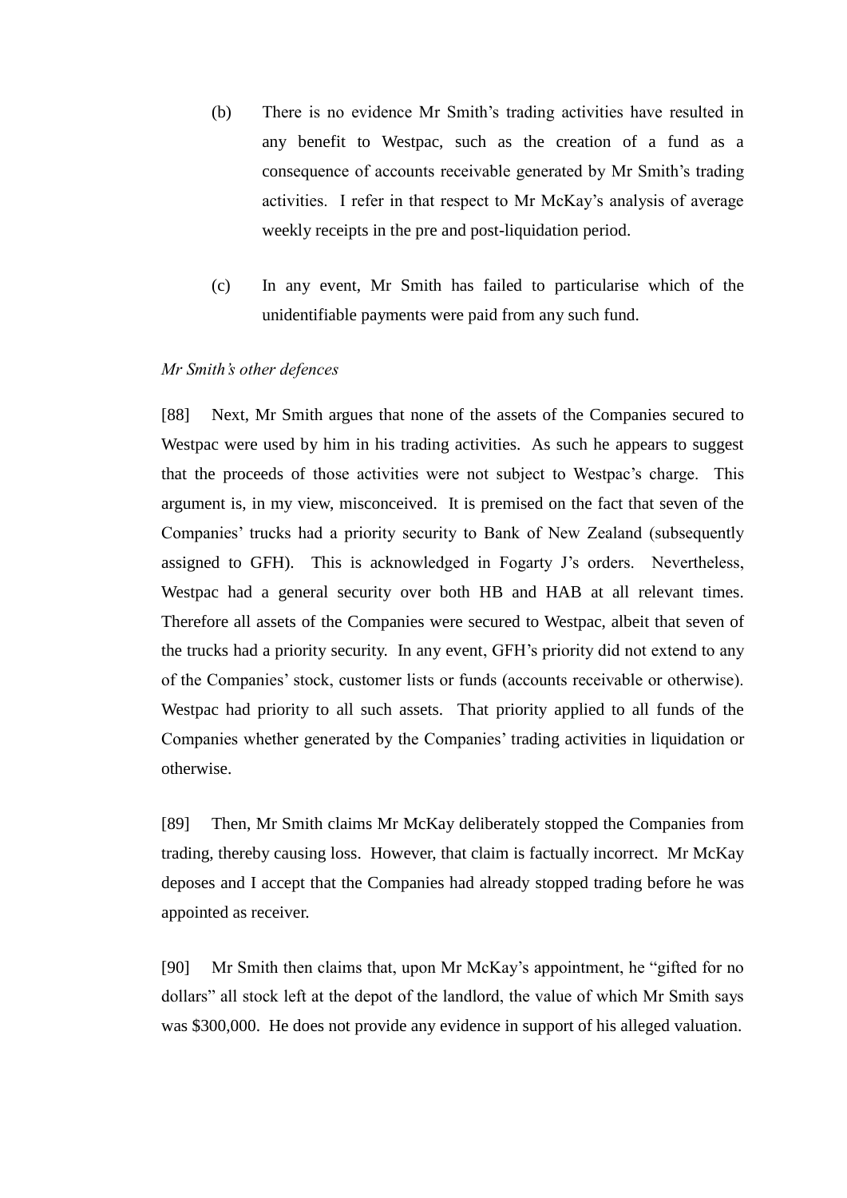(b) There is no evidence Mr Smith's trading activities have resulted in any benefit to Westpac, such as the creation of a fund as a consequence of accounts receivable generated by Mr Smith's trading activities. I refer in that respect to Mr McKay's analysis of average weekly receipts in the pre and post-liquidation period.

(c) In any event, Mr Smith has failed to particularise which of the unidentifiable payments were paid from any such fund.

*Mr Smith's other defences*

[88] Next, Mr Smith argues that none of the assets of the Companies secured to Westpac were used by him in his trading activities. As such he appears to suggest that the proceeds of those activities were not subject to Westpac's charge. This argument is, in my view, misconceived. It is premised on the fact that seven of the Companies' trucks had a priority security to Bank of New Zealand (subsequently assigned to GFH). This is acknowledged in Fogarty J's orders. Nevertheless, Westpac had a general security over both HB and HAB at all relevant times. Therefore all assets of the Companies were secured to Westpac, albeit that seven of the trucks had a priority security. In any event, GFH's priority did not extend to any of the Companies' stock, customer lists or funds (accounts receivable or otherwise). Westpac had priority to all such assets. That priority applied to all funds of the Companies whether generated by the Companies' trading activities in liquidation or otherwise.

[89] Then, Mr Smith claims Mr McKay deliberately stopped the Companies from trading, thereby causing loss. However, that claim is factually incorrect. Mr McKay deposes and I accept that the Companies had already stopped trading before he was appointed as receiver.

[90] Mr Smith then claims that, upon Mr McKay's appointment, he "gifted for no dollars" all stock left at the depot of the landlord, the value of which Mr Smith says was $300,000. He does not provide any evidence in support of his alleged valuation.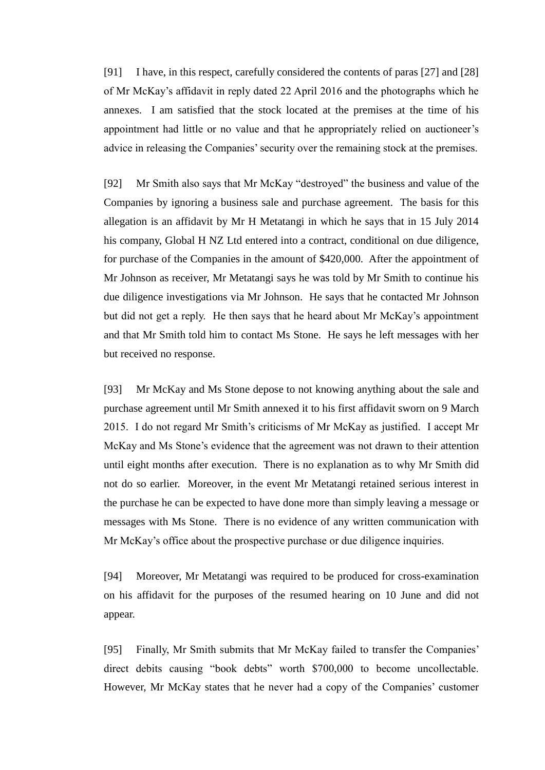[91] I have, in this respect, carefully considered the contents of paras [27] and [28] of Mr McKay's affidavit in reply dated 22 April 2016 and the photographs which he annexes. I am satisfied that the stock located at the premises at the time of his appointment had little or no value and that he appropriately relied on auctioneer's advice in releasing the Companies' security over the remaining stock at the premises.

[92] Mr Smith also says that Mr McKay "destroyed" the business and value of the Companies by ignoring a business sale and purchase agreement. The basis for this allegation is an affidavit by Mr H Metatangi in which he says that in 15 July 2014 his company, Global H NZ Ltd entered into a contract, conditional on due diligence, for purchase of the Companies in the amount of $420,000. After the appointment of Mr Johnson as receiver, Mr Metatangi says he was told by Mr Smith to continue his due diligence investigations via Mr Johnson. He says that he contacted Mr Johnson but did not get a reply. He then says that he heard about Mr McKay's appointment and that Mr Smith told him to contact Ms Stone. He says he left messages with her but received no response.

[93] Mr McKay and Ms Stone depose to not knowing anything about the sale and purchase agreement until Mr Smith annexed it to his first affidavit sworn on 9 March 2015. I do not regard Mr Smith's criticisms of Mr McKay as justified. I accept Mr McKay and Ms Stone's evidence that the agreement was not drawn to their attention until eight months after execution. There is no explanation as to why Mr Smith did not do so earlier. Moreover, in the event Mr Metatangi retained serious interest in the purchase he can be expected to have done more than simply leaving a message or messages with Ms Stone. There is no evidence of any written communication with Mr McKay's office about the prospective purchase or due diligence inquiries.

[94] Moreover, Mr Metatangi was required to be produced for cross-examination on his affidavit for the purposes of the resumed hearing on 10 June and did not appear.

[95] Finally, Mr Smith submits that Mr McKay failed to transfer the Companies' direct debits causing "book debts" worth $700,000 to become uncollectable. However, Mr McKay states that he never had a copy of the Companies' customer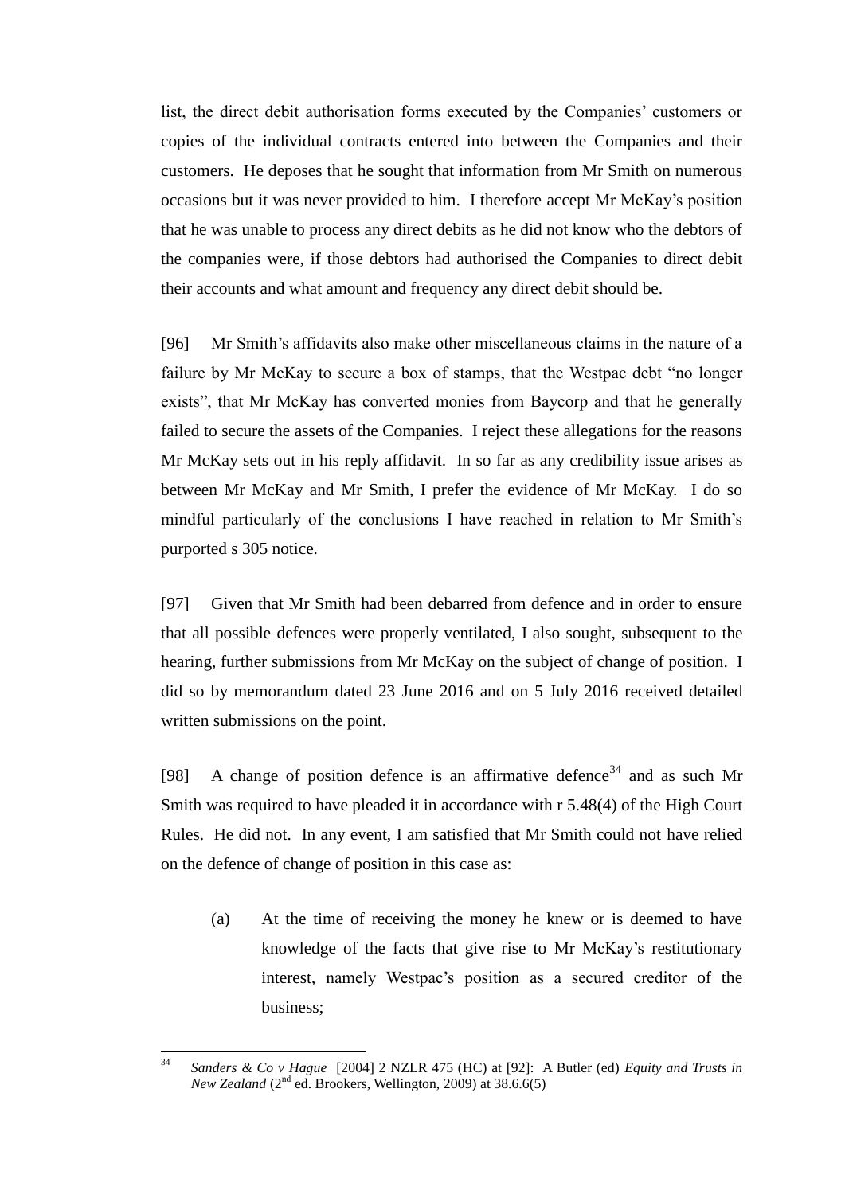list, the direct debit authorisation forms executed by the Companies' customers or copies of the individual contracts entered into between the Companies and their customers. He deposes that he sought that information from Mr Smith on numerous occasions but it was never provided to him. I therefore accept Mr McKay's position that he was unable to process any direct debits as he did not know who the debtors of the companies were, if those debtors had authorised the Companies to direct debit their accounts and what amount and frequency any direct debit should be.

[96] Mr Smith's affidavits also make other miscellaneous claims in the nature of a failure by Mr McKay to secure a box of stamps, that the Westpac debt "no longer exists", that Mr McKay has converted monies from Baycorp and that he generally failed to secure the assets of the Companies. I reject these allegations for the reasons Mr McKay sets out in his reply affidavit. In so far as any credibility issue arises as between Mr McKay and Mr Smith, I prefer the evidence of Mr McKay. I do so mindful particularly of the conclusions I have reached in relation to Mr Smith's purported s 305 notice.

[97] Given that Mr Smith had been debarred from defence and in order to ensure that all possible defences were properly ventilated, I also sought, subsequent to the hearing, further submissions from Mr McKay on the subject of change of position. I did so by memorandum dated 23 June 2016 and on 5 July 2016 received detailed written submissions on the point.

[98] A change of position defence is an affirmative defence[34] and as such Mr Smith was required to have pleaded it in accordance with r 5.48(4) of the High Court Rules. He did not. In any event, I am satisfied that Mr Smith could not have relied on the defence of change of position in this case as:

(a) At the time of receiving the money he knew or is deemed to have knowledge of the facts that give rise to Mr McKay's restitutionary interest, namely Westpac's position as a secured creditor of the business;

---

[34] *Sanders & Co v Hague* [2004] 2 NZLR 475 (HC) at [92]: A Butler (ed) *Equity and Trusts in New Zealand* (2nd ed. Brookers, Wellington, 2009) at 38.6.6(5)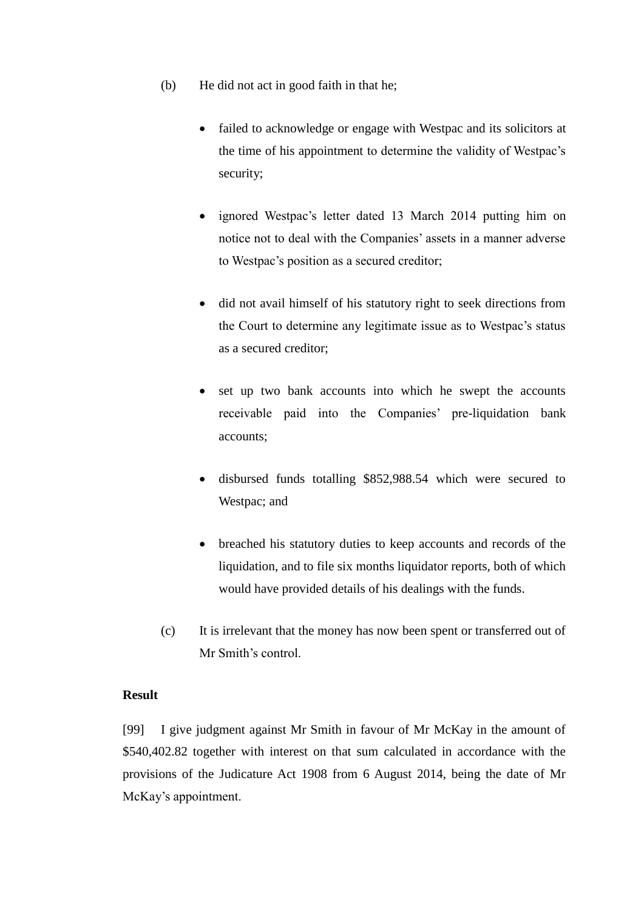(b) He did not act in good faith in that he;

- failed to acknowledge or engage with Westpac and its solicitors at the time of his appointment to determine the validity of Westpac's security;

- ignored Westpac's letter dated 13 March 2014 putting him on notice not to deal with the Companies' assets in a manner adverse to Westpac's position as a secured creditor;

- did not avail himself of his statutory right to seek directions from the Court to determine any legitimate issue as to Westpac's status as a secured creditor;

- set up two bank accounts into which he swept the accounts receivable paid into the Companies' pre-liquidation bank accounts;

- disbursed funds totalling $852,988.54 which were secured to Westpac; and

- breached his statutory duties to keep accounts and records of the liquidation, and to file six months liquidator reports, both of which would have provided details of his dealings with the funds.

(c) It is irrelevant that the money has now been spent or transferred out of Mr Smith's control.

**Result**

[99] I give judgment against Mr Smith in favour of Mr McKay in the amount of $540,402.82 together with interest on that sum calculated in accordance with the provisions of the Judicature Act 1908 from 6 August 2014, being the date of Mr McKay's appointment.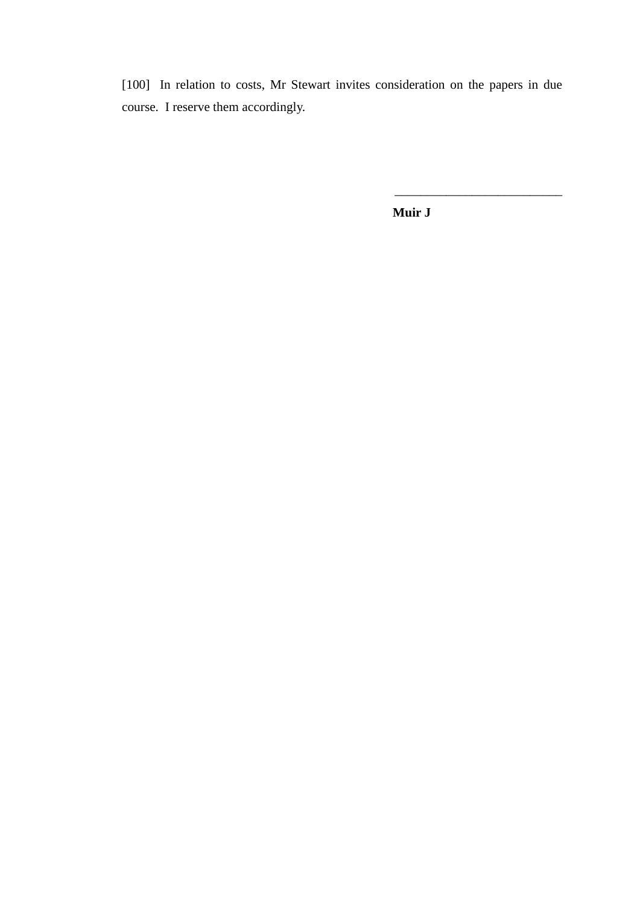[100] In relation to costs, Mr Stewart invites consideration on the papers in due course. I reserve them accordingly.

\_\_\_\_\_\_\_\_\_\_\_\_\_\_\_\_\_\_\_\_\_\_\_\_\_\_\_\_\_

**Muir J**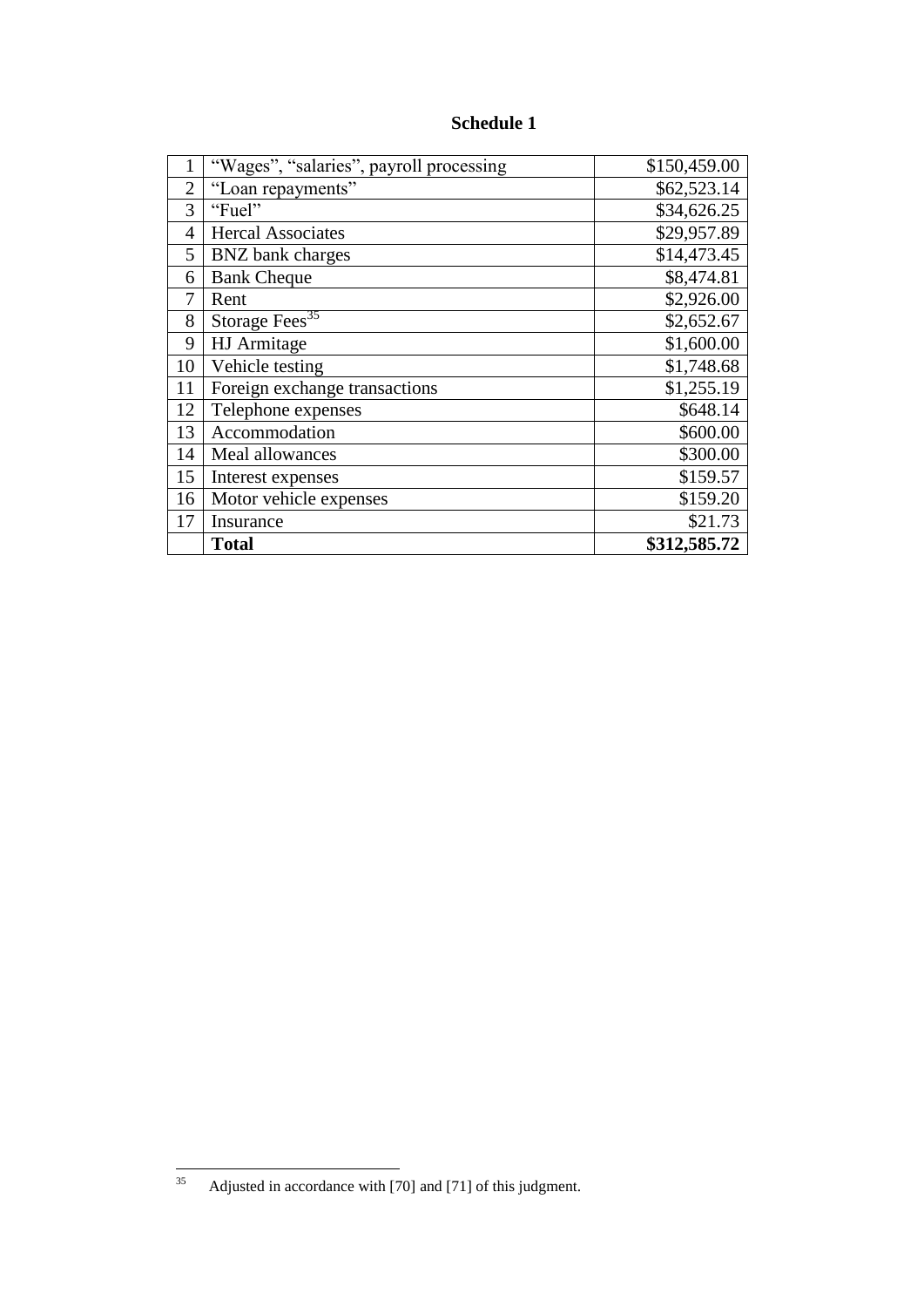**Schedule 1**

| | | |
|---|---|---|
| 1 | "Wages", "salaries", payroll processing | $150,459.00 |
| 2 | "Loan repayments" | $62,523.14 |
| 3 | "Fuel" | $34,626.25 |
| 4 | Hercal Associates | $29,957.89 |
| 5 | BNZ bank charges | $14,473.45 |
| 6 | Bank Cheque | $8,474.81 |
| 7 | Rent | $2,926.00 |
| 8 | Storage Fees[35] | $2,652.67 |
| 9 | HJ Armitage | $1,600.00 |
| 10 | Vehicle testing | $1,748.68 |
| 11 | Foreign exchange transactions | $1,255.19 |
| 12 | Telephone expenses | $648.14 |
| 13 | Accommodation | $600.00 |
| 14 | Meal allowances | $300.00 |
| 15 | Interest expenses | $159.57 |
| 16 | Motor vehicle expenses | $159.20 |
| 17 | Insurance | $21.73 |
| | **Total** | **$312,585.72** |

[35] Adjusted in accordance with [70] and [71] of this judgment.